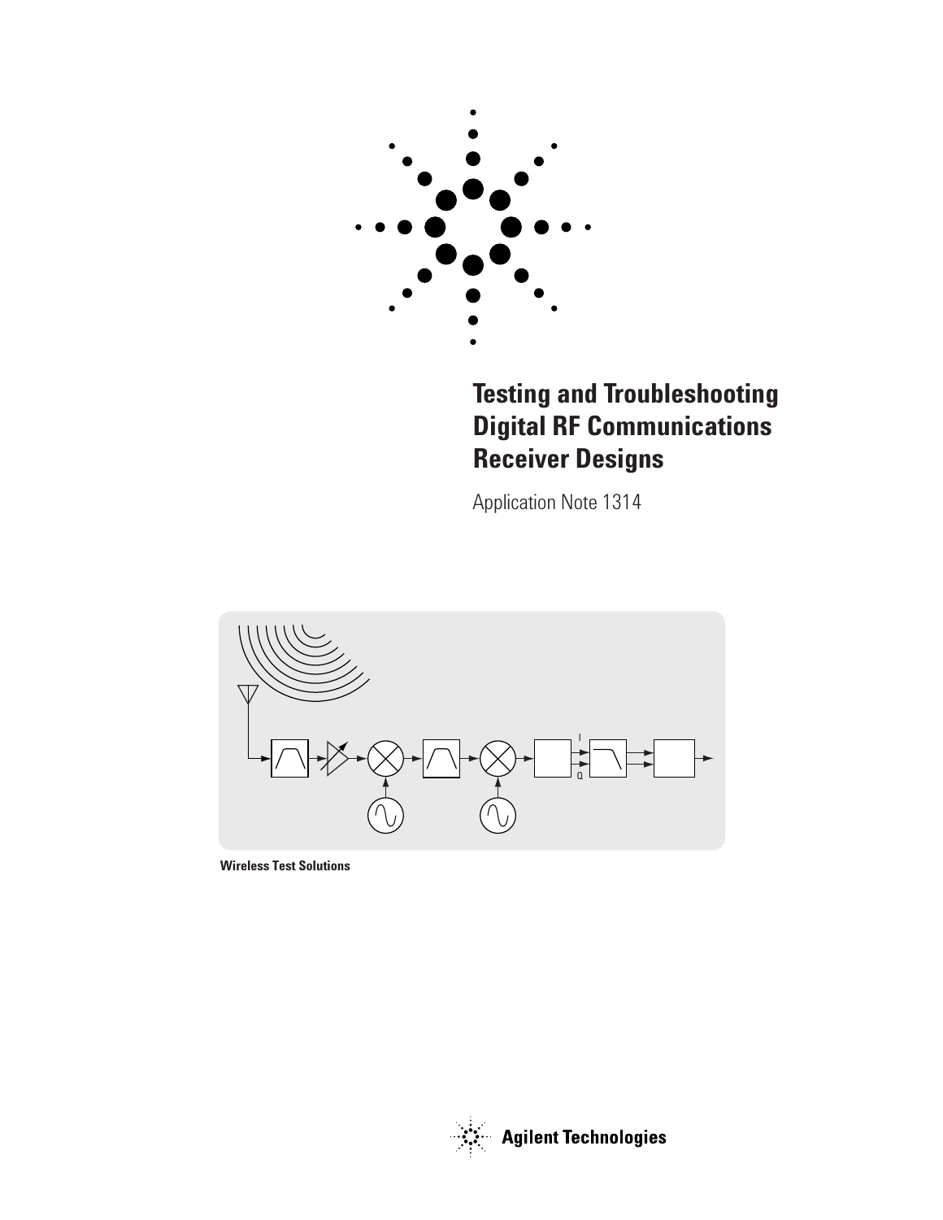# Testing and Troubleshooting Digital RF Communications Receiver Designs

Application Note 1314

Wireless Test Solutions

Agilent Technologies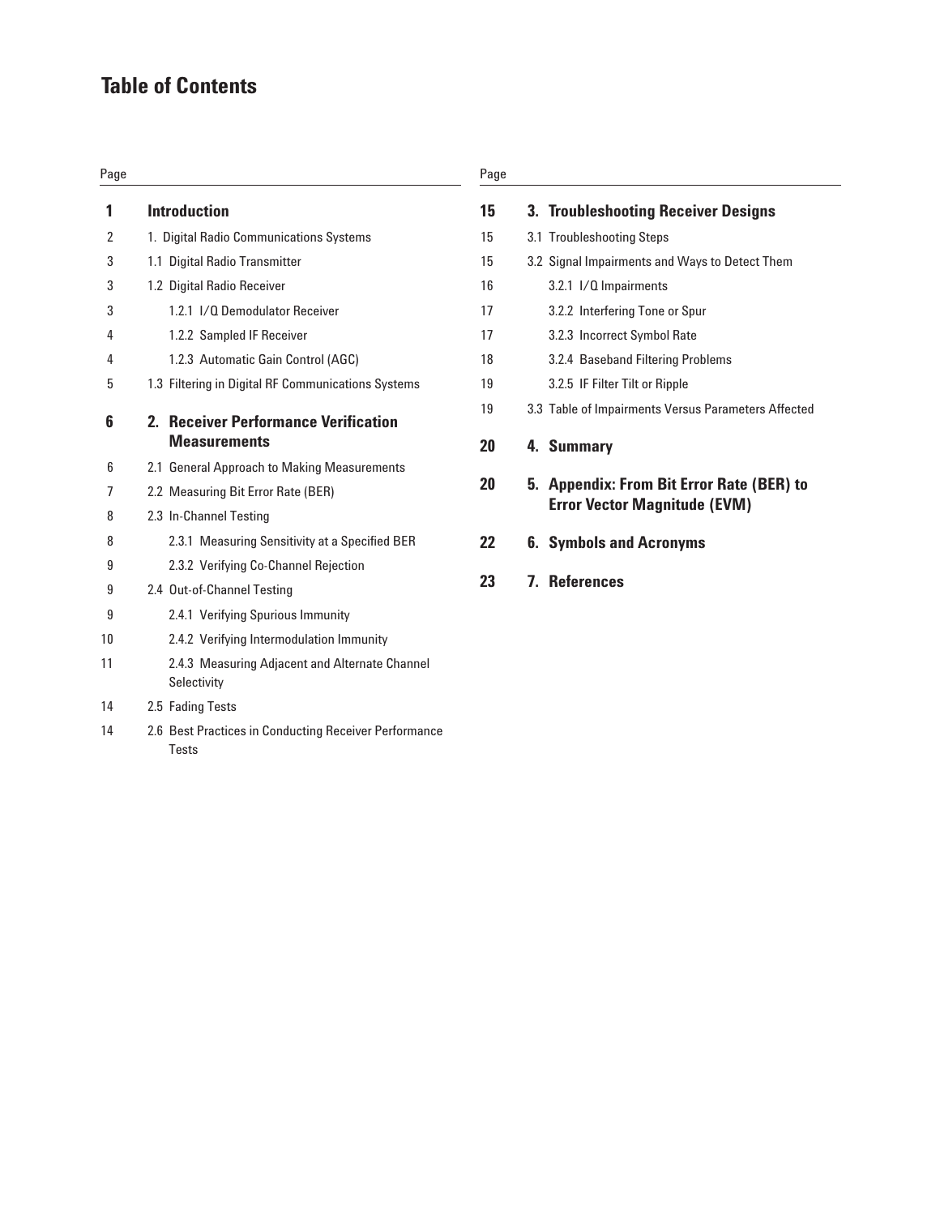# Table of Contents

| Page | |
|---|---|
| **1** | **Introduction** |
| 2 | 1. Digital Radio Communications Systems |
| 3 | 1.1 Digital Radio Transmitter |
| 3 | 1.2 Digital Radio Receiver |
| 3 | 1.2.1 I/Q Demodulator Receiver |
| 4 | 1.2.2 Sampled IF Receiver |
| 4 | 1.2.3 Automatic Gain Control (AGC) |
| 5 | 1.3 Filtering in Digital RF Communications Systems |
| **6** | **2. Receiver Performance Verification Measurements** |
| 6 | 2.1 General Approach to Making Measurements |
| 7 | 2.2 Measuring Bit Error Rate (BER) |
| 8 | 2.3 In-Channel Testing |
| 8 | 2.3.1 Measuring Sensitivity at a Specified BER |
| 9 | 2.3.2 Verifying Co-Channel Rejection |
| 9 | 2.4 Out-of-Channel Testing |
| 9 | 2.4.1 Verifying Spurious Immunity |
| 10 | 2.4.2 Verifying Intermodulation Immunity |
| 11 | 2.4.3 Measuring Adjacent and Alternate Channel Selectivity |
| 14 | 2.5 Fading Tests |
| 14 | 2.6 Best Practices in Conducting Receiver Performance Tests |
| **15** | **3. Troubleshooting Receiver Designs** |
| 15 | 3.1 Troubleshooting Steps |
| 15 | 3.2 Signal Impairments and Ways to Detect Them |
| 16 | 3.2.1 I/Q Impairments |
| 17 | 3.2.2 Interfering Tone or Spur |
| 17 | 3.2.3 Incorrect Symbol Rate |
| 18 | 3.2.4 Baseband Filtering Problems |
| 19 | 3.2.5 IF Filter Tilt or Ripple |
| 19 | 3.3 Table of Impairments Versus Parameters Affected |
| **20** | **4. Summary** |
| **20** | **5. Appendix: From Bit Error Rate (BER) to Error Vector Magnitude (EVM)** |
| **22** | **6. Symbols and Acronyms** |
| **23** | **7. References** |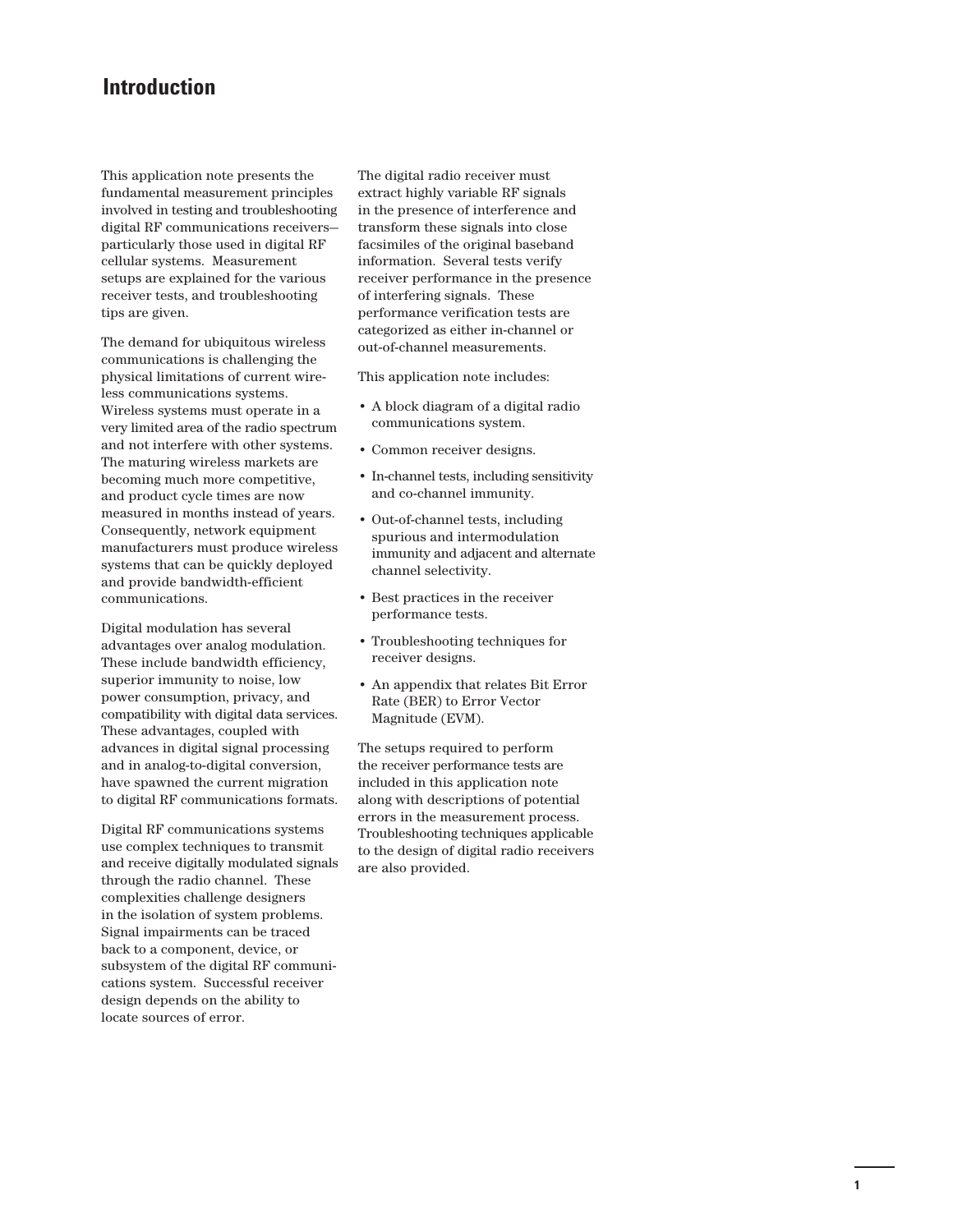# Introduction

This application note presents the fundamental measurement principles involved in testing and troubleshooting digital RF communications receivers—particularly those used in digital RF cellular systems. Measurement setups are explained for the various receiver tests, and troubleshooting tips are given.

The demand for ubiquitous wireless communications is challenging the physical limitations of current wireless communications systems. Wireless systems must operate in a very limited area of the radio spectrum and not interfere with other systems. The maturing wireless markets are becoming much more competitive, and product cycle times are now measured in months instead of years. Consequently, network equipment manufacturers must produce wireless systems that can be quickly deployed and provide bandwidth-efficient communications.

Digital modulation has several advantages over analog modulation. These include bandwidth efficiency, superior immunity to noise, low power consumption, privacy, and compatibility with digital data services. These advantages, coupled with advances in digital signal processing and in analog-to-digital conversion, have spawned the current migration to digital RF communications formats.

Digital RF communications systems use complex techniques to transmit and receive digitally modulated signals through the radio channel. These complexities challenge designers in the isolation of system problems. Signal impairments can be traced back to a component, device, or subsystem of the digital RF communications system. Successful receiver design depends on the ability to locate sources of error.

The digital radio receiver must extract highly variable RF signals in the presence of interference and transform these signals into close facsimiles of the original baseband information. Several tests verify receiver performance in the presence of interfering signals. These performance verification tests are categorized as either in-channel or out-of-channel measurements.

This application note includes:

- A block diagram of a digital radio communications system.
- Common receiver designs.
- In-channel tests, including sensitivity and co-channel immunity.
- Out-of-channel tests, including spurious and intermodulation immunity and adjacent and alternate channel selectivity.
- Best practices in the receiver performance tests.
- Troubleshooting techniques for receiver designs.
- An appendix that relates Bit Error Rate (BER) to Error Vector Magnitude (EVM).

The setups required to perform the receiver performance tests are included in this application note along with descriptions of potential errors in the measurement process. Troubleshooting techniques applicable to the design of digital radio receivers are also provided.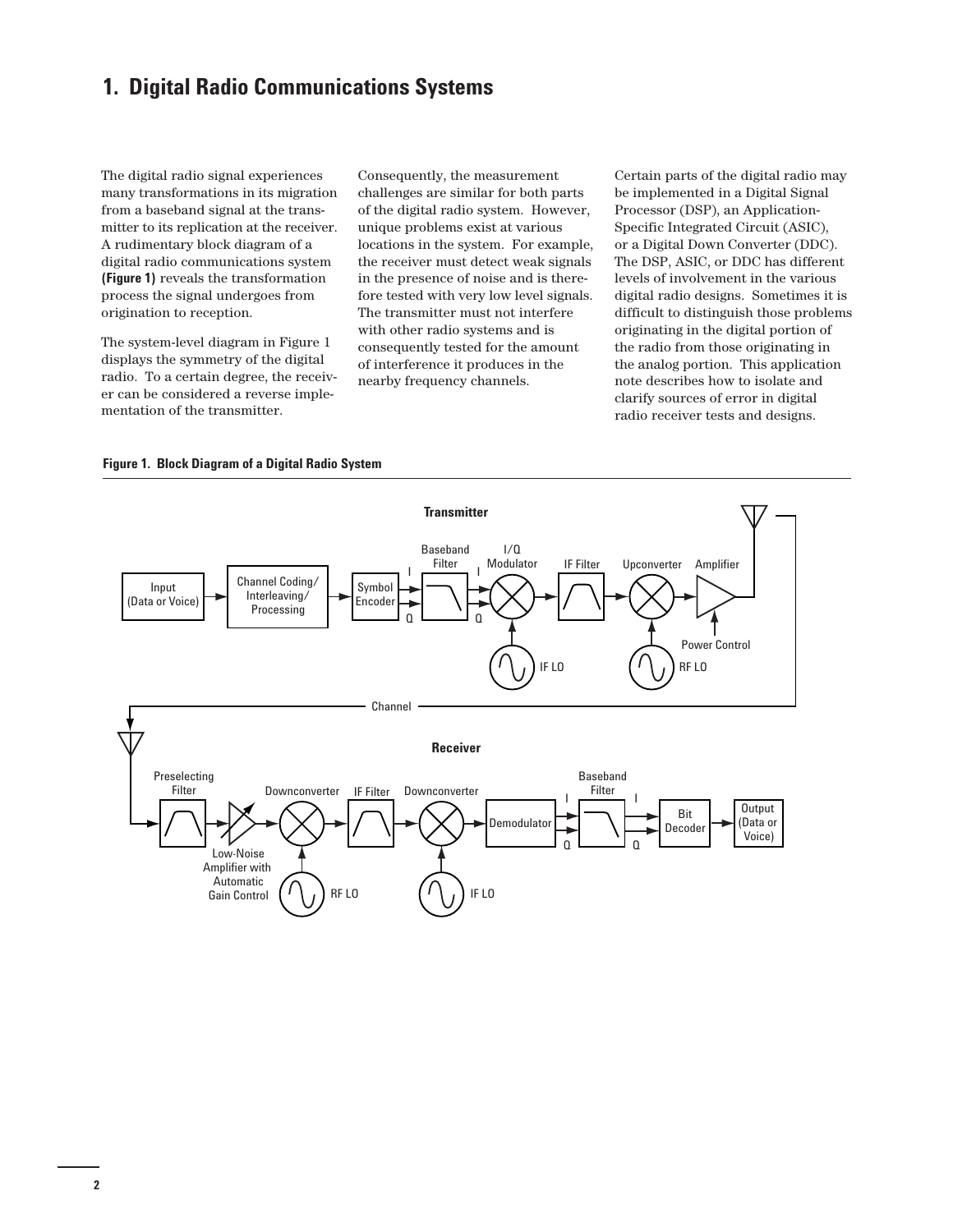# 1. Digital Radio Communications Systems

The digital radio signal experiences many transformations in its migration from a baseband signal at the transmitter to its replication at the receiver. A rudimentary block diagram of a digital radio communications system **(Figure 1)** reveals the transformation process the signal undergoes from origination to reception.

The system-level diagram in Figure 1 displays the symmetry of the digital radio. To a certain degree, the receiver can be considered a reverse implementation of the transmitter.

Consequently, the measurement challenges are similar for both parts of the digital radio system. However, unique problems exist at various locations in the system. For example, the receiver must detect weak signals in the presence of noise and is therefore tested with very low level signals. The transmitter must not interfere with other radio systems and is consequently tested for the amount of interference it produces in the nearby frequency channels.

Certain parts of the digital radio may be implemented in a Digital Signal Processor (DSP), an Application-Specific Integrated Circuit (ASIC), or a Digital Down Converter (DDC). The DSP, ASIC, or DDC has different levels of involvement in the various digital radio designs. Sometimes it is difficult to distinguish those problems originating in the digital portion of the radio from those originating in the analog portion. This application note describes how to isolate and clarify sources of error in digital radio receiver tests and designs.

**Figure 1. Block Diagram of a Digital Radio System**

Transmitter: Input (Data or Voice) → Channel Coding/Interleaving/Processing → Symbol Encoder → (I, Q) → Baseband Filter → (I, Q) → I/Q Modulator (IF LO) → IF Filter → Upconverter (RF LO) → Amplifier (Power Control)

Channel

Receiver: Preselecting Filter → Low-Noise Amplifier with Automatic Gain Control → Downconverter (RF LO) → IF Filter → Downconverter (IF LO) → Demodulator → (I, Q) → Baseband Filter → (I, Q) → Bit Decoder → Output (Data or Voice)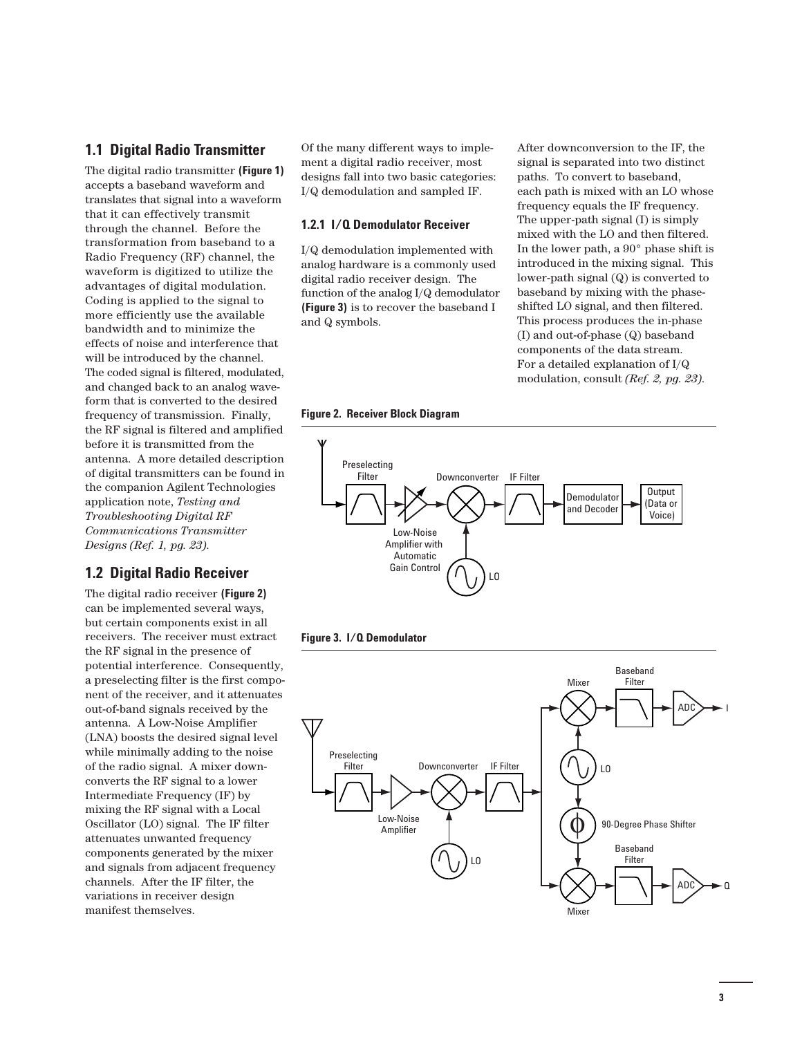## 1.1 Digital Radio Transmitter

The digital radio transmitter **(Figure 1)** accepts a baseband waveform and translates that signal into a waveform that it can effectively transmit through the channel. Before the transformation from baseband to a Radio Frequency (RF) channel, the waveform is digitized to utilize the advantages of digital modulation. Coding is applied to the signal to more efficiently use the available bandwidth and to minimize the effects of noise and interference that will be introduced by the channel. The coded signal is filtered, modulated, and changed back to an analog waveform that is converted to the desired frequency of transmission. Finally, the RF signal is filtered and amplified before it is transmitted from the antenna. A more detailed description of digital transmitters can be found in the companion Agilent Technologies application note, *Testing and Troubleshooting Digital RF Communications Transmitter Designs (Ref. 1, pg. 23).*

## 1.2 Digital Radio Receiver

The digital radio receiver **(Figure 2)** can be implemented several ways, but certain components exist in all receivers. The receiver must extract the RF signal in the presence of potential interference. Consequently, a preselecting filter is the first component of the receiver, and it attenuates out-of-band signals received by the antenna. A Low-Noise Amplifier (LNA) boosts the desired signal level while minimally adding to the noise of the radio signal. A mixer downconverts the RF signal to a lower Intermediate Frequency (IF) by mixing the RF signal with a Local Oscillator (LO) signal. The IF filter attenuates unwanted frequency components generated by the mixer and signals from adjacent frequency channels. After the IF filter, the variations in receiver design manifest themselves.

Of the many different ways to implement a digital radio receiver, most designs fall into two basic categories: I/Q demodulation and sampled IF.

### 1.2.1 I/Q Demodulator Receiver

I/Q demodulation implemented with analog hardware is a commonly used digital radio receiver design. The function of the analog I/Q demodulator **(Figure 3)** is to recover the baseband I and Q symbols.

After downconversion to the IF, the signal is separated into two distinct paths. To convert to baseband, each path is mixed with an LO whose frequency equals the IF frequency. The upper-path signal (I) is simply mixed with the LO and then filtered. In the lower path, a 90° phase shift is introduced in the mixing signal. This lower-path signal (Q) is converted to baseband by mixing with the phase-shifted LO signal, and then filtered. This process produces the in-phase (I) and out-of-phase (Q) baseband components of the data stream. For a detailed explanation of I/Q modulation, consult *(Ref. 2, pg. 23).*

**Figure 2. Receiver Block Diagram**

**Figure 3. I/Q Demodulator**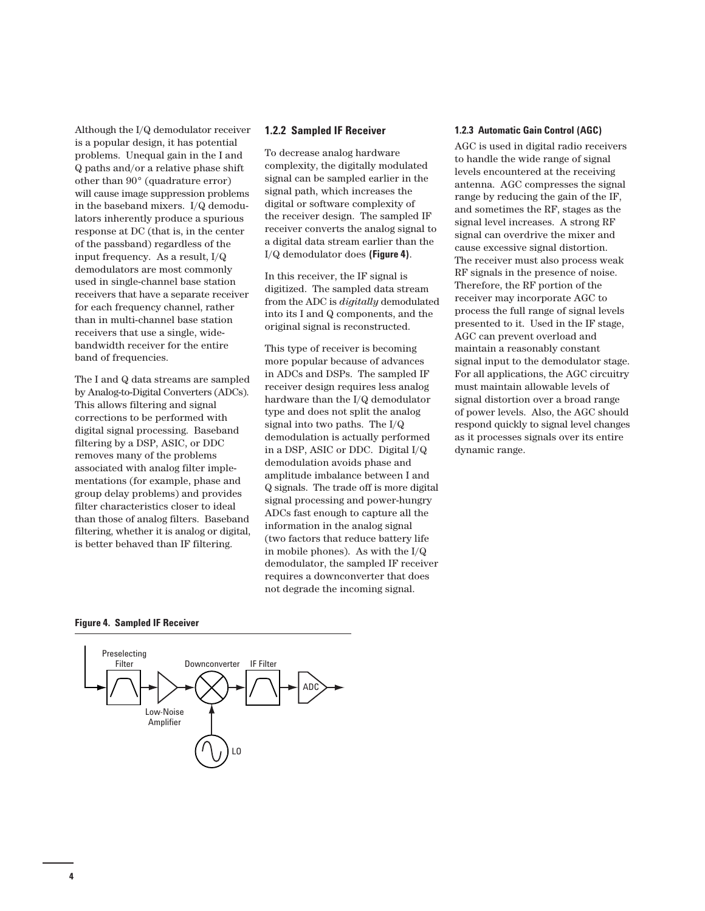Although the I/Q demodulator receiver is a popular design, it has potential problems. Unequal gain in the I and Q paths and/or a relative phase shift other than 90° (quadrature error) will cause image suppression problems in the baseband mixers. I/Q demodulators inherently produce a spurious response at DC (that is, in the center of the passband) regardless of the input frequency. As a result, I/Q demodulators are most commonly used in single-channel base station receivers that have a separate receiver for each frequency channel, rather than in multi-channel base station receivers that use a single, wide-bandwidth receiver for the entire band of frequencies.

The I and Q data streams are sampled by Analog-to-Digital Converters (ADCs). This allows filtering and signal corrections to be performed with digital signal processing. Baseband filtering by a DSP, ASIC, or DDC removes many of the problems associated with analog filter implementations (for example, phase and group delay problems) and provides filter characteristics closer to ideal than those of analog filters. Baseband filtering, whether it is analog or digital, is better behaved than IF filtering.

### 1.2.2 Sampled IF Receiver

To decrease analog hardware complexity, the digitally modulated signal can be sampled earlier in the signal path, which increases the digital or software complexity of the receiver design. The sampled IF receiver converts the analog signal to a digital data stream earlier than the I/Q demodulator does **(Figure 4)**.

In this receiver, the IF signal is digitized. The sampled data stream from the ADC is *digitally* demodulated into its I and Q components, and the original signal is reconstructed.

This type of receiver is becoming more popular because of advances in ADCs and DSPs. The sampled IF receiver design requires less analog hardware than the I/Q demodulator type and does not split the analog signal into two paths. The I/Q demodulation is actually performed in a DSP, ASIC or DDC. Digital I/Q demodulation avoids phase and amplitude imbalance between I and Q signals. The trade off is more digital signal processing and power-hungry ADCs fast enough to capture all the information in the analog signal (two factors that reduce battery life in mobile phones). As with the I/Q demodulator, the sampled IF receiver requires a downconverter that does not degrade the incoming signal.

#### 1.2.3 Automatic Gain Control (AGC)

AGC is used in digital radio receivers to handle the wide range of signal levels encountered at the receiving antenna. AGC compresses the signal range by reducing the gain of the IF, and sometimes the RF, stages as the signal level increases. A strong RF signal can overdrive the mixer and cause excessive signal distortion. The receiver must also process weak RF signals in the presence of noise. Therefore, the RF portion of the receiver may incorporate AGC to process the full range of signal levels presented to it. Used in the IF stage, AGC can prevent overload and maintain a reasonably constant signal input to the demodulator stage. For all applications, the AGC circuitry must maintain allowable levels of signal distortion over a broad range of power levels. Also, the AGC should respond quickly to signal level changes as it processes signals over its entire dynamic range.

**Figure 4. Sampled IF Receiver**

Preselecting Filter → Low-Noise Amplifier → Downconverter (LO) → IF Filter → ADC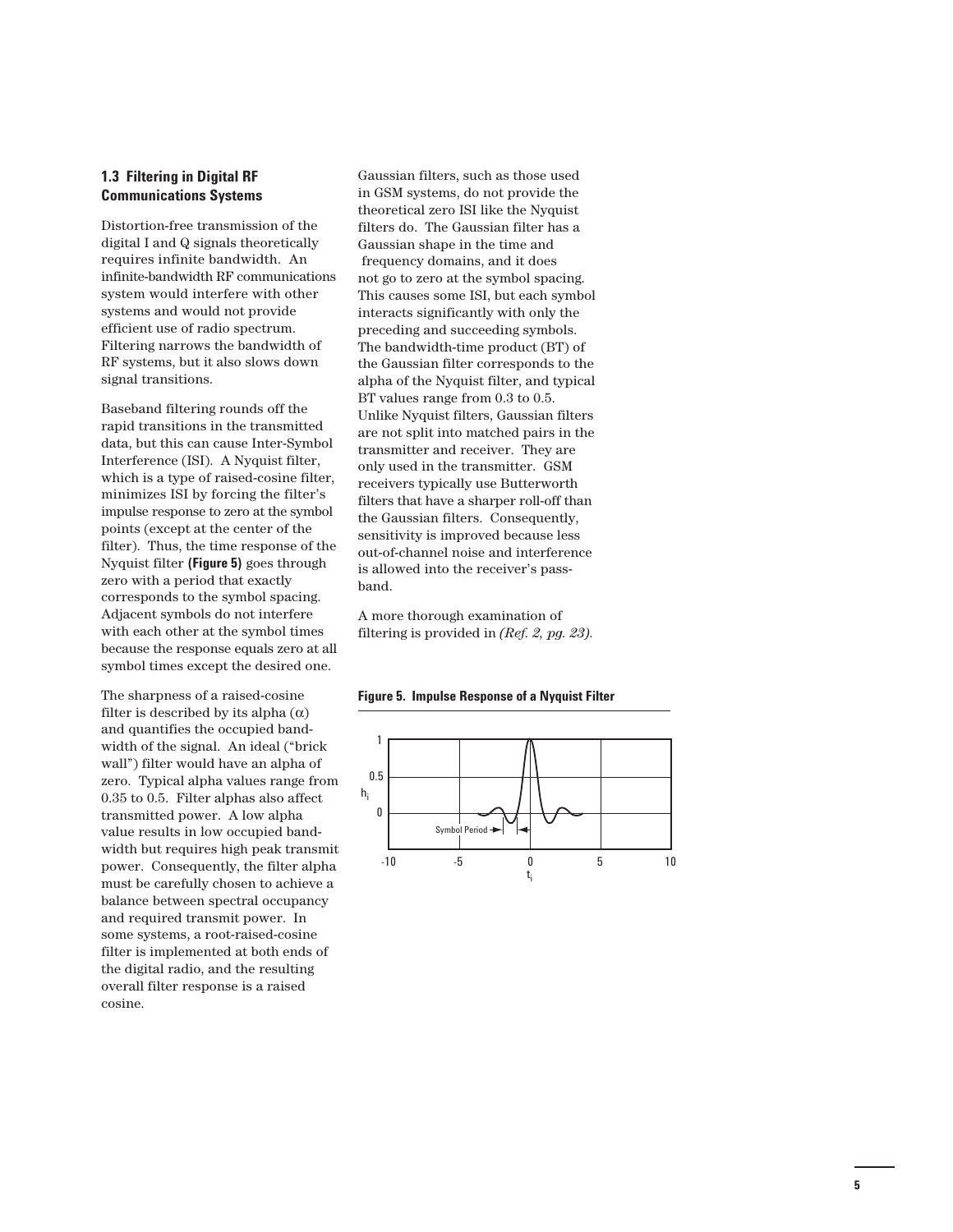### 1.3 Filtering in Digital RF Communications Systems

Distortion-free transmission of the digital I and Q signals theoretically requires infinite bandwidth. An infinite-bandwidth RF communications system would interfere with other systems and would not provide efficient use of radio spectrum. Filtering narrows the bandwidth of RF systems, but it also slows down signal transitions.

Baseband filtering rounds off the rapid transitions in the transmitted data, but this can cause Inter-Symbol Interference (ISI). A Nyquist filter, which is a type of raised-cosine filter, minimizes ISI by forcing the filter's impulse response to zero at the symbol points (except at the center of the filter). Thus, the time response of the Nyquist filter **(Figure 5)** goes through zero with a period that exactly corresponds to the symbol spacing. Adjacent symbols do not interfere with each other at the symbol times because the response equals zero at all symbol times except the desired one.

The sharpness of a raised-cosine filter is described by its alpha ($\alpha$) and quantifies the occupied bandwidth of the signal. An ideal ("brick wall") filter would have an alpha of zero. Typical alpha values range from 0.35 to 0.5. Filter alphas also affect transmitted power. A low alpha value results in low occupied bandwidth but requires high peak transmit power. Consequently, the filter alpha must be carefully chosen to achieve a balance between spectral occupancy and required transmit power. In some systems, a root-raised-cosine filter is implemented at both ends of the digital radio, and the resulting overall filter response is a raised cosine.

Gaussian filters, such as those used in GSM systems, do not provide the theoretical zero ISI like the Nyquist filters do. The Gaussian filter has a Gaussian shape in the time and frequency domains, and it does not go to zero at the symbol spacing. This causes some ISI, but each symbol interacts significantly with only the preceding and succeeding symbols. The bandwidth-time product (BT) of the Gaussian filter corresponds to the alpha of the Nyquist filter, and typical BT values range from 0.3 to 0.5. Unlike Nyquist filters, Gaussian filters are not split into matched pairs in the transmitter and receiver. They are only used in the transmitter. GSM receivers typically use Butterworth filters that have a sharper roll-off than the Gaussian filters. Consequently, sensitivity is improved because less out-of-channel noise and interference is allowed into the receiver's pass-band.

A more thorough examination of filtering is provided in *(Ref. 2, pg. 23)*.

**Figure 5. Impulse Response of a Nyquist Filter**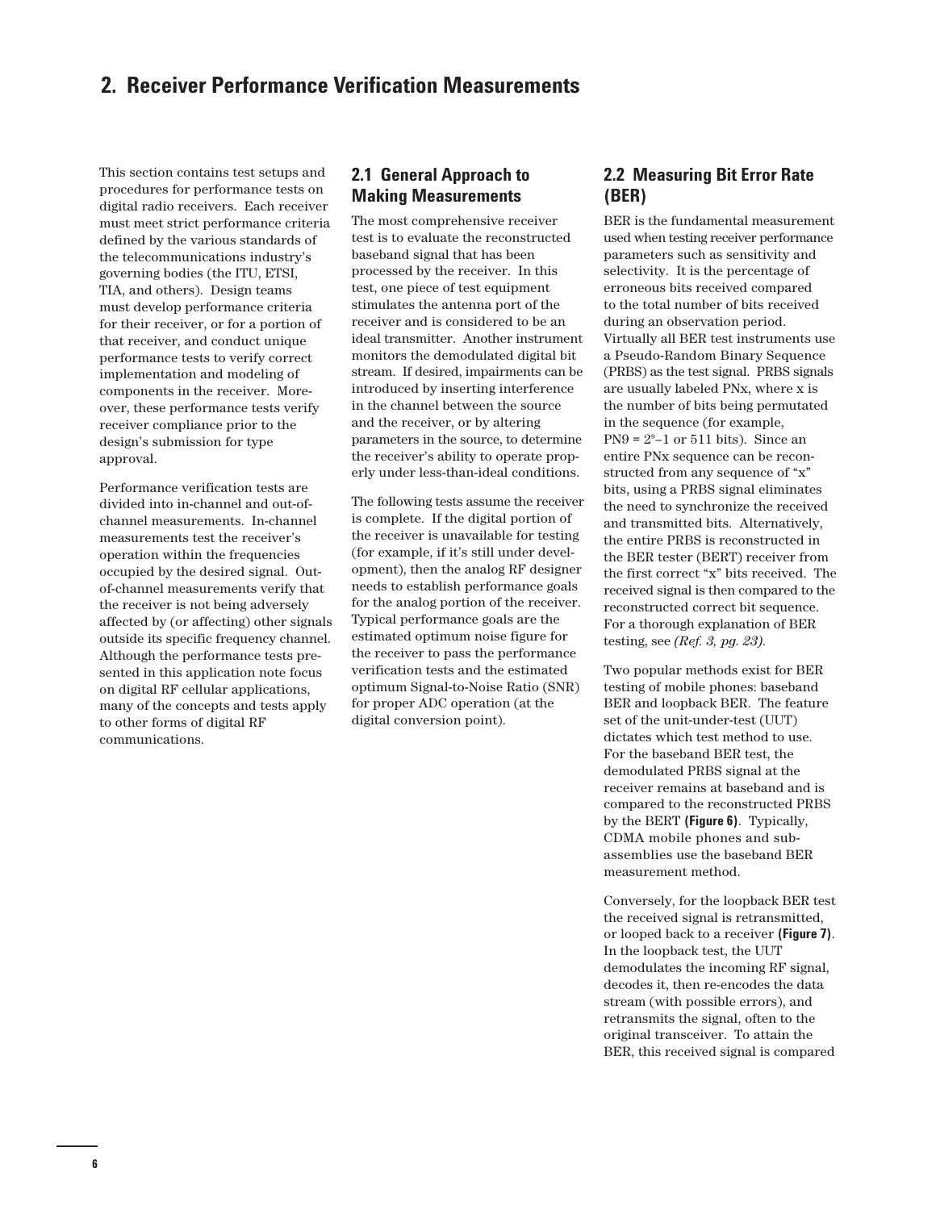# 2. Receiver Performance Verification Measurements

This section contains test setups and procedures for performance tests on digital radio receivers. Each receiver must meet strict performance criteria defined by the various standards of the telecommunications industry's governing bodies (the ITU, ETSI, TIA, and others). Design teams must develop performance criteria for their receiver, or for a portion of that receiver, and conduct unique performance tests to verify correct implementation and modeling of components in the receiver. Moreover, these performance tests verify receiver compliance prior to the design's submission for type approval.

Performance verification tests are divided into in-channel and out-of-channel measurements. In-channel measurements test the receiver's operation within the frequencies occupied by the desired signal. Out-of-channel measurements verify that the receiver is not being adversely affected by (or affecting) other signals outside its specific frequency channel. Although the performance tests presented in this application note focus on digital RF cellular applications, many of the concepts and tests apply to other forms of digital RF communications.

## 2.1 General Approach to Making Measurements

The most comprehensive receiver test is to evaluate the reconstructed baseband signal that has been processed by the receiver. In this test, one piece of test equipment stimulates the antenna port of the receiver and is considered to be an ideal transmitter. Another instrument monitors the demodulated digital bit stream. If desired, impairments can be introduced by inserting interference in the channel between the source and the receiver, or by altering parameters in the source, to determine the receiver's ability to operate properly under less-than-ideal conditions.

The following tests assume the receiver is complete. If the digital portion of the receiver is unavailable for testing (for example, if it's still under development), then the analog RF designer needs to establish performance goals for the analog portion of the receiver. Typical performance goals are the estimated optimum noise figure for the receiver to pass the performance verification tests and the estimated optimum Signal-to-Noise Ratio (SNR) for proper ADC operation (at the digital conversion point).

## 2.2 Measuring Bit Error Rate (BER)

BER is the fundamental measurement used when testing receiver performance parameters such as sensitivity and selectivity. It is the percentage of erroneous bits received compared to the total number of bits received during an observation period. Virtually all BER test instruments use a Pseudo-Random Binary Sequence (PRBS) as the test signal. PRBS signals are usually labeled PNx, where x is the number of bits being permutated in the sequence (for example, PN9 = $2^9$–1 or 511 bits). Since an entire PNx sequence can be reconstructed from any sequence of "x" bits, using a PRBS signal eliminates the need to synchronize the received and transmitted bits. Alternatively, the entire PRBS is reconstructed in the BER tester (BERT) receiver from the first correct "x" bits received. The received signal is then compared to the reconstructed correct bit sequence. For a thorough explanation of BER testing, see *(Ref. 3, pg. 23)*.

Two popular methods exist for BER testing of mobile phones: baseband BER and loopback BER. The feature set of the unit-under-test (UUT) dictates which test method to use. For the baseband BER test, the demodulated PRBS signal at the receiver remains at baseband and is compared to the reconstructed PRBS by the BERT **(Figure 6)**. Typically, CDMA mobile phones and sub-assemblies use the baseband BER measurement method.

Conversely, for the loopback BER test the received signal is retransmitted, or looped back to a receiver **(Figure 7)**. In the loopback test, the UUT demodulates the incoming RF signal, decodes it, then re-encodes the data stream (with possible errors), and retransmits the signal, often to the original transceiver. To attain the BER, this received signal is compared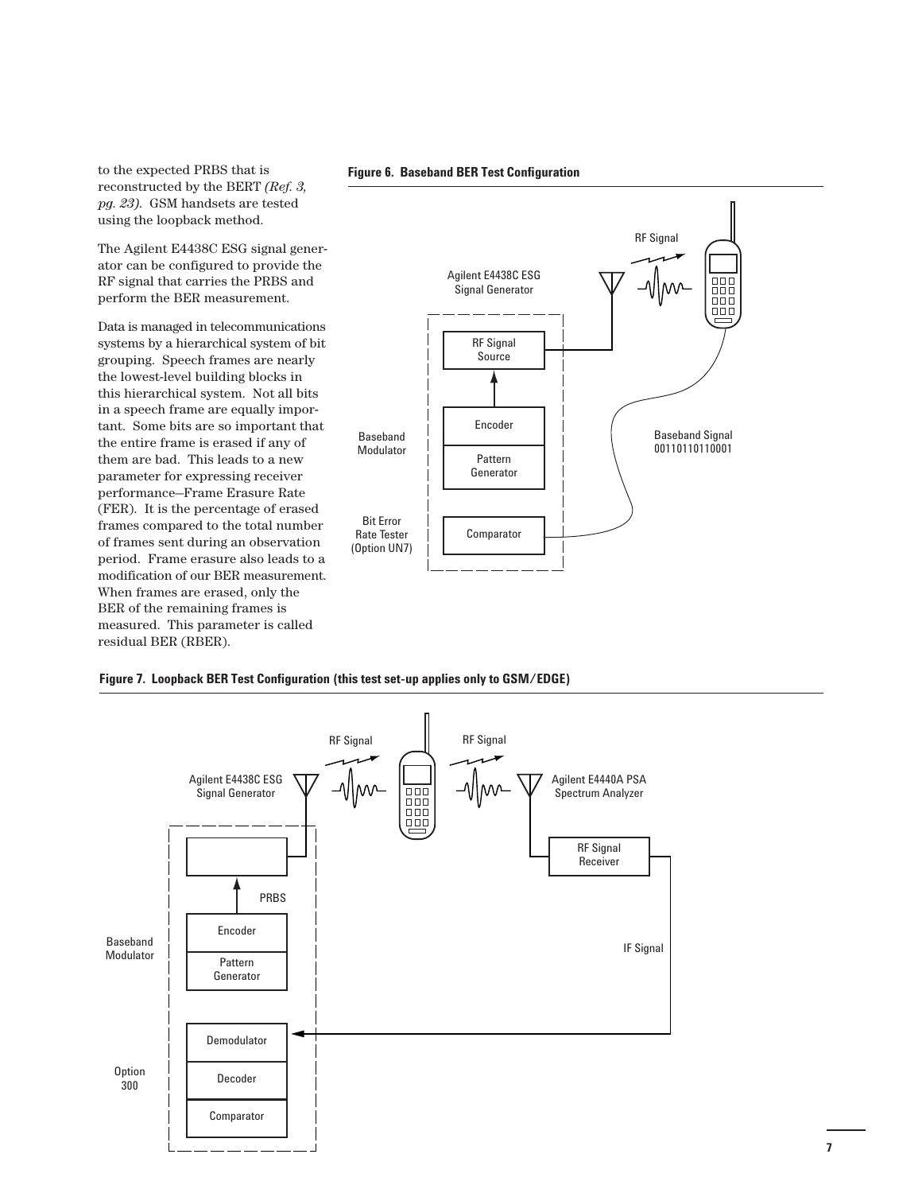to the expected PRBS that is reconstructed by the BERT *(Ref. 3, pg. 23)*. GSM handsets are tested using the loopback method.

The Agilent E4438C ESG signal generator can be configured to provide the RF signal that carries the PRBS and perform the BER measurement.

Data is managed in telecommunications systems by a hierarchical system of bit grouping. Speech frames are nearly the lowest-level building blocks in this hierarchical system. Not all bits in a speech frame are equally important. Some bits are so important that the entire frame is erased if any of them are bad. This leads to a new parameter for expressing receiver performance—Frame Erasure Rate (FER). It is the percentage of erased frames compared to the total number of frames sent during an observation period. Frame erasure also leads to a modification of our BER measurement. When frames are erased, only the BER of the remaining frames is measured. This parameter is called residual BER (RBER).

**Figure 6. Baseband BER Test Configuration**

**Figure 7. Loopback BER Test Configuration (this test set-up applies only to GSM/EDGE)**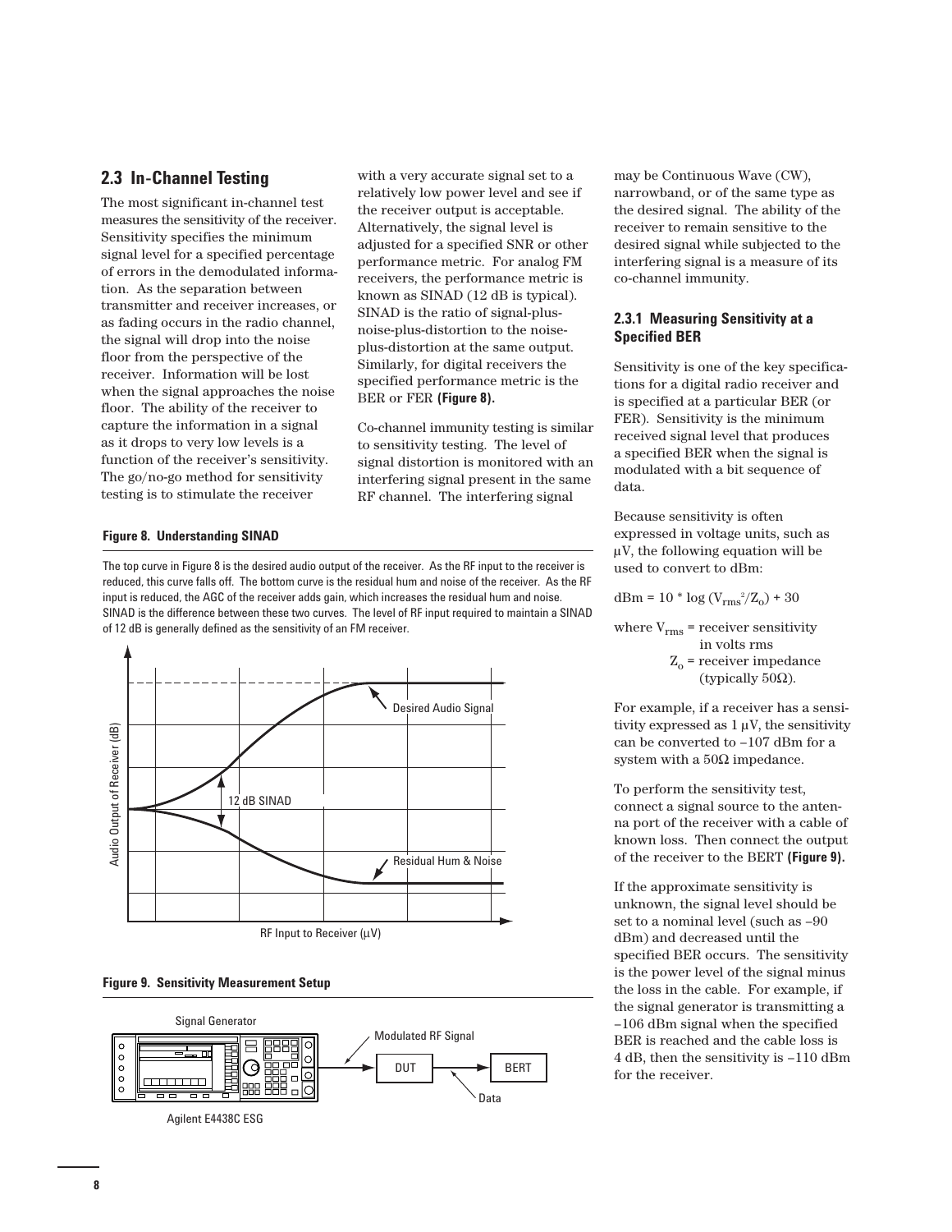## 2.3 In-Channel Testing

The most significant in-channel test measures the sensitivity of the receiver. Sensitivity specifies the minimum signal level for a specified percentage of errors in the demodulated information. As the separation between transmitter and receiver increases, or as fading occurs in the radio channel, the signal will drop into the noise floor from the perspective of the receiver. Information will be lost when the signal approaches the noise floor. The ability of the receiver to capture the information in a signal as it drops to very low levels is a function of the receiver's sensitivity. The go/no-go method for sensitivity testing is to stimulate the receiver with a very accurate signal set to a relatively low power level and see if the receiver output is acceptable. Alternatively, the signal level is adjusted for a specified SNR or other performance metric. For analog FM receivers, the performance metric is known as SINAD (12 dB is typical). SINAD is the ratio of signal-plus-noise-plus-distortion to the noise-plus-distortion at the same output. Similarly, for digital receivers the specified performance metric is the BER or FER **(Figure 8).**

Co-channel immunity testing is similar to sensitivity testing. The level of signal distortion is monitored with an interfering signal present in the same RF channel. The interfering signal may be Continuous Wave (CW), narrowband, or of the same type as the desired signal. The ability of the receiver to remain sensitive to the desired signal while subjected to the interfering signal is a measure of its co-channel immunity.

**Figure 8. Understanding SINAD**

The top curve in Figure 8 is the desired audio output of the receiver. As the RF input to the receiver is reduced, this curve falls off. The bottom curve is the residual hum and noise of the receiver. As the RF input is reduced, the AGC of the receiver adds gain, which increases the residual hum and noise. SINAD is the difference between these two curves. The level of RF input required to maintain a SINAD of 12 dB is generally defined as the sensitivity of an FM receiver.

**Figure 9. Sensitivity Measurement Setup**

### 2.3.1 Measuring Sensitivity at a Specified BER

Sensitivity is one of the key specifications for a digital radio receiver and is specified at a particular BER (or FER). Sensitivity is the minimum received signal level that produces a specified BER when the signal is modulated with a bit sequence of data.

Because sensitivity is often expressed in voltage units, such as µV, the following equation will be used to convert to dBm:

$$\text{dBm} = 10 * \log (V_{rms}^2/Z_o) + 30$$

where $V_{rms}$ = receiver sensitivity in volts rms
$Z_o$ = receiver impedance (typically 50Ω).

For example, if a receiver has a sensitivity expressed as 1 µV, the sensitivity can be converted to –107 dBm for a system with a 50Ω impedance.

To perform the sensitivity test, connect a signal source to the antenna port of the receiver with a cable of known loss. Then connect the output of the receiver to the BERT **(Figure 9).**

If the approximate sensitivity is unknown, the signal level should be set to a nominal level (such as –90 dBm) and decreased until the specified BER occurs. The sensitivity is the power level of the signal minus the loss in the cable. For example, if the signal generator is transmitting a –106 dBm signal when the specified BER is reached and the cable loss is 4 dB, then the sensitivity is –110 dBm for the receiver.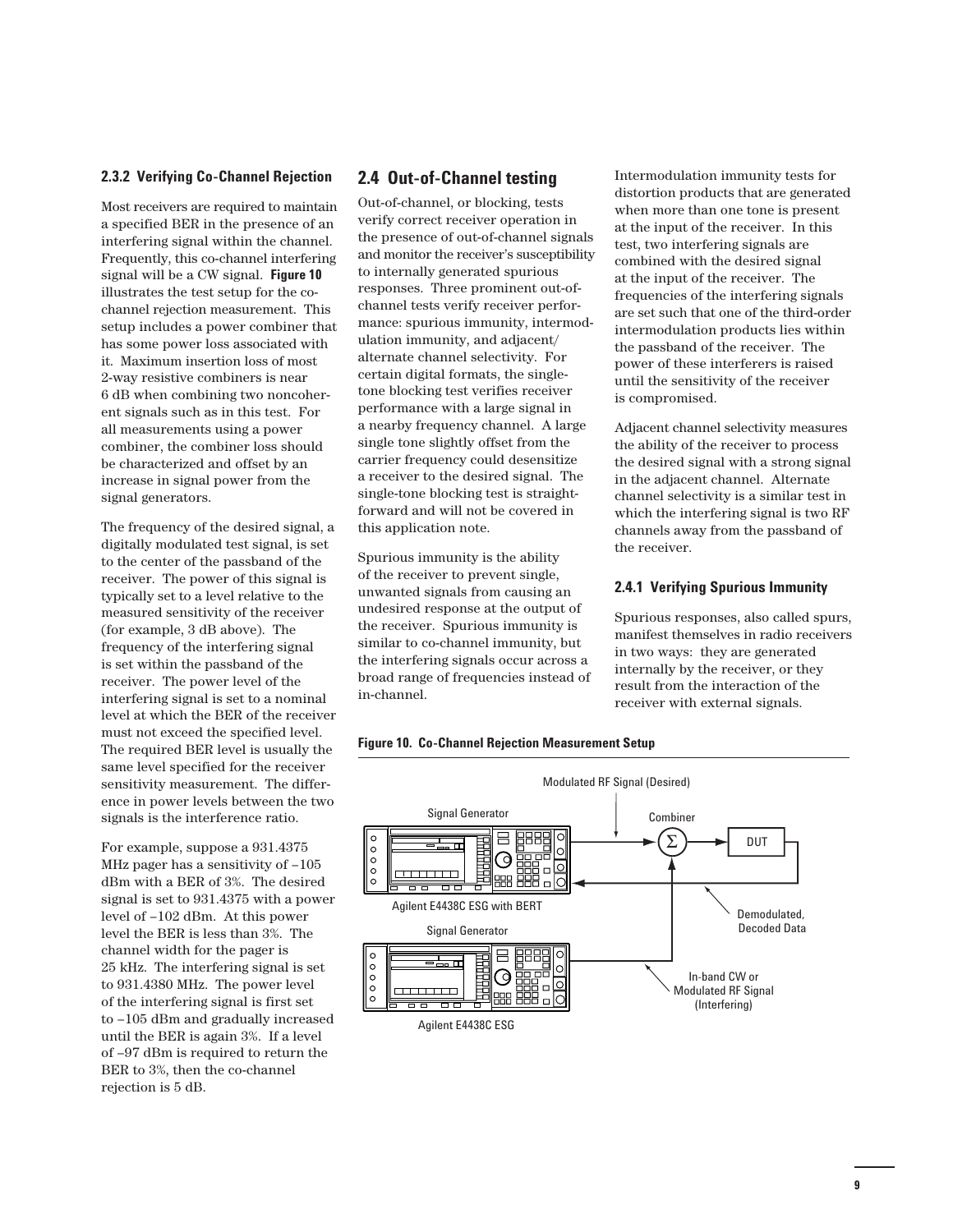### 2.3.2 Verifying Co-Channel Rejection

Most receivers are required to maintain a specified BER in the presence of an interfering signal within the channel. Frequently, this co-channel interfering signal will be a CW signal. **Figure 10** illustrates the test setup for the co-channel rejection measurement. This setup includes a power combiner that has some power loss associated with it. Maximum insertion loss of most 2-way resistive combiners is near 6 dB when combining two noncoherent signals such as in this test. For all measurements using a power combiner, the combiner loss should be characterized and offset by an increase in signal power from the signal generators.

The frequency of the desired signal, a digitally modulated test signal, is set to the center of the passband of the receiver. The power of this signal is typically set to a level relative to the measured sensitivity of the receiver (for example, 3 dB above). The frequency of the interfering signal is set within the passband of the receiver. The power level of the interfering signal is set to a nominal level at which the BER of the receiver must not exceed the specified level. The required BER level is usually the same level specified for the receiver sensitivity measurement. The difference in power levels between the two signals is the interference ratio.

For example, suppose a 931.4375 MHz pager has a sensitivity of –105 dBm with a BER of 3%. The desired signal is set to 931.4375 with a power level of –102 dBm. At this power level the BER is less than 3%. The channel width for the pager is 25 kHz. The interfering signal is set to 931.4380 MHz. The power level of the interfering signal is first set to –105 dBm and gradually increased until the BER is again 3%. If a level of –97 dBm is required to return the BER to 3%, then the co-channel rejection is 5 dB.

## 2.4 Out-of-Channel testing

Out-of-channel, or blocking, tests verify correct receiver operation in the presence of out-of-channel signals and monitor the receiver's susceptibility to internally generated spurious responses. Three prominent out-of-channel tests verify receiver performance: spurious immunity, intermodulation immunity, and adjacent/alternate channel selectivity. For certain digital formats, the single-tone blocking test verifies receiver performance with a large signal in a nearby frequency channel. A large single tone slightly offset from the carrier frequency could desensitize a receiver to the desired signal. The single-tone blocking test is straightforward and will not be covered in this application note.

Spurious immunity is the ability of the receiver to prevent single, unwanted signals from causing an undesired response at the output of the receiver. Spurious immunity is similar to co-channel immunity, but the interfering signals occur across a broad range of frequencies instead of in-channel.

Intermodulation immunity tests for distortion products that are generated when more than one tone is present at the input of the receiver. In this test, two interfering signals are combined with the desired signal at the input of the receiver. The frequencies of the interfering signals are set such that one of the third-order intermodulation products lies within the passband of the receiver. The power of these interferers is raised until the sensitivity of the receiver is compromised.

Adjacent channel selectivity measures the ability of the receiver to process the desired signal with a strong signal in the adjacent channel. Alternate channel selectivity is a similar test in which the interfering signal is two RF channels away from the passband of the receiver.

### 2.4.1 Verifying Spurious Immunity

Spurious responses, also called spurs, manifest themselves in radio receivers in two ways: they are generated internally by the receiver, or they result from the interaction of the receiver with external signals.

**Figure 10. Co-Channel Rejection Measurement Setup**

Modulated RF Signal (Desired)

Signal Generator

Combiner

$\Sigma$

DUT

Agilent E4438C ESG with BERT

Demodulated, Decoded Data

Signal Generator

In-band CW or Modulated RF Signal (Interfering)

Agilent E4438C ESG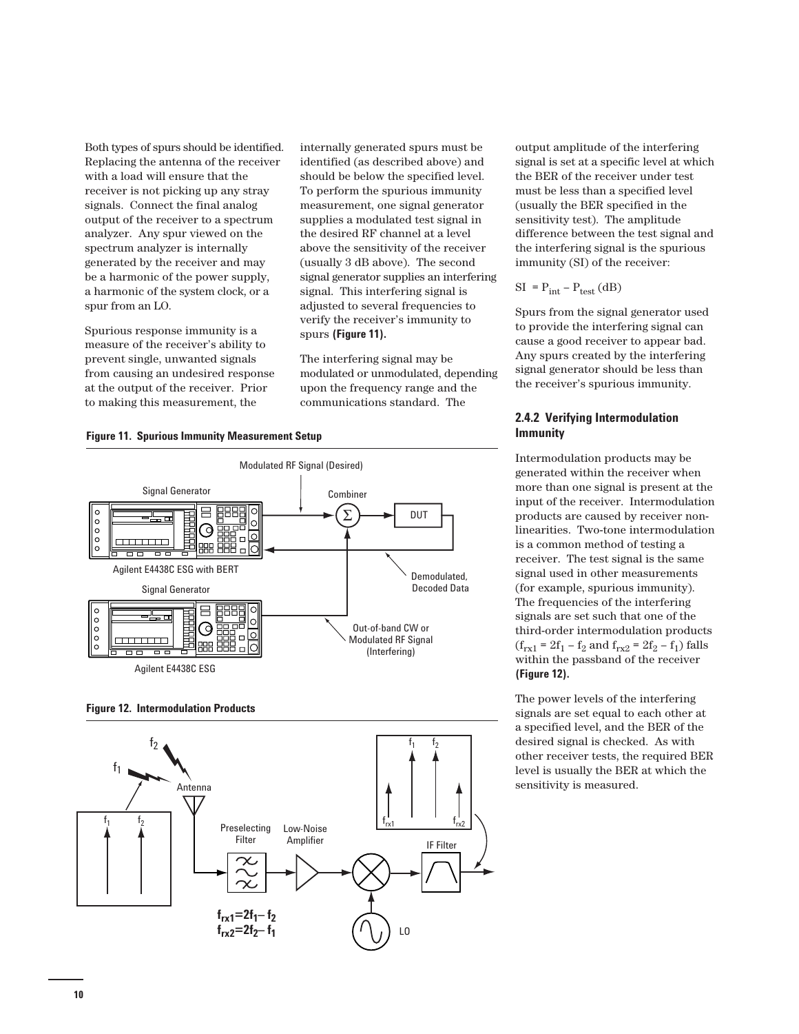Both types of spurs should be identified. Replacing the antenna of the receiver with a load will ensure that the receiver is not picking up any stray signals. Connect the final analog output of the receiver to a spectrum analyzer. Any spur viewed on the spectrum analyzer is internally generated by the receiver and may be a harmonic of the power supply, a harmonic of the system clock, or a spur from an LO.

Spurious response immunity is a measure of the receiver's ability to prevent single, unwanted signals from causing an undesired response at the output of the receiver. Prior to making this measurement, the internally generated spurs must be identified (as described above) and should be below the specified level. To perform the spurious immunity measurement, one signal generator supplies a modulated test signal in the desired RF channel at a level above the sensitivity of the receiver (usually 3 dB above). The second signal generator supplies an interfering signal. This interfering signal is adjusted to several frequencies to verify the receiver's immunity to spurs **(Figure 11).**

The interfering signal may be modulated or unmodulated, depending upon the frequency range and the communications standard. The output amplitude of the interfering signal is set at a specific level at which the BER of the receiver under test must be less than a specified level (usually the BER specified in the sensitivity test). The amplitude difference between the test signal and the interfering signal is the spurious immunity (SI) of the receiver:

$$SI = P_{int} - P_{test} \text{ (dB)}$$

Spurs from the signal generator used to provide the interfering signal can cause a good receiver to appear bad. Any spurs created by the interfering signal generator should be less than the receiver's spurious immunity.

**Figure 11. Spurious Immunity Measurement Setup**

**Figure 12. Intermodulation Products**

### 2.4.2 Verifying Intermodulation Immunity

Intermodulation products may be generated within the receiver when more than one signal is present at the input of the receiver. Intermodulation products are caused by receiver non-linearities. Two-tone intermodulation is a common method of testing a receiver. The test signal is the same signal used in other measurements (for example, spurious immunity). The frequencies of the interfering signals are set such that one of the third-order intermodulation products ($f_{rx1} = 2f_1 - f_2$ and $f_{rx2} = 2f_2 - f_1$) falls within the passband of the receiver **(Figure 12).**

The power levels of the interfering signals are set equal to each other at a specified level, and the BER of the desired signal is checked. As with other receiver tests, the required BER level is usually the BER at which the sensitivity is measured.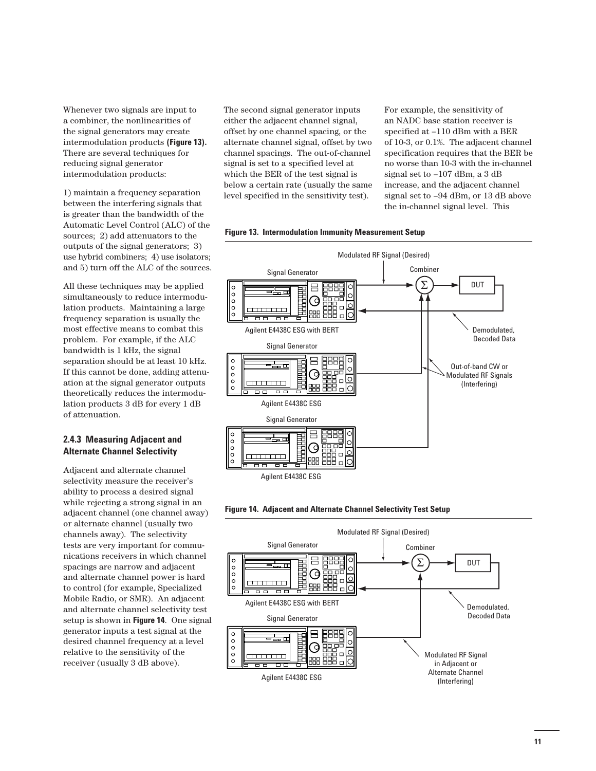Whenever two signals are input to a combiner, the nonlinearities of the signal generators may create intermodulation products **(Figure 13).** There are several techniques for reducing signal generator intermodulation products:

1) maintain a frequency separation between the interfering signals that is greater than the bandwidth of the Automatic Level Control (ALC) of the sources; 2) add attenuators to the outputs of the signal generators; 3) use hybrid combiners; 4) use isolators; and 5) turn off the ALC of the sources.

All these techniques may be applied simultaneously to reduce intermodulation products. Maintaining a large frequency separation is usually the most effective means to combat this problem. For example, if the ALC bandwidth is 1 kHz, the signal separation should be at least 10 kHz. If this cannot be done, adding attenuation at the signal generator outputs theoretically reduces the intermodulation products 3 dB for every 1 dB of attenuation.

### 2.4.3 Measuring Adjacent and Alternate Channel Selectivity

Adjacent and alternate channel selectivity measure the receiver's ability to process a desired signal while rejecting a strong signal in an adjacent channel (one channel away) or alternate channel (usually two channels away). The selectivity tests are very important for communications receivers in which channel spacings are narrow and adjacent and alternate channel power is hard to control (for example, Specialized Mobile Radio, or SMR). An adjacent and alternate channel selectivity test setup is shown in **Figure 14**. One signal generator inputs a test signal at the desired channel frequency at a level relative to the sensitivity of the receiver (usually 3 dB above).

The second signal generator inputs either the adjacent channel signal, offset by one channel spacing, or the alternate channel signal, offset by two channel spacings. The out-of-channel signal is set to a specified level at which the BER of the test signal is below a certain rate (usually the same level specified in the sensitivity test).

For example, the sensitivity of an NADC base station receiver is specified at –110 dBm with a BER of 10-3, or 0.1%. The adjacent channel specification requires that the BER be no worse than 10-3 with the in-channel signal set to –107 dBm, a 3 dB increase, and the adjacent channel signal set to –94 dBm, or 13 dB above the in-channel signal level. This

**Figure 13. Intermodulation Immunity Measurement Setup**

**Figure 14. Adjacent and Alternate Channel Selectivity Test Setup**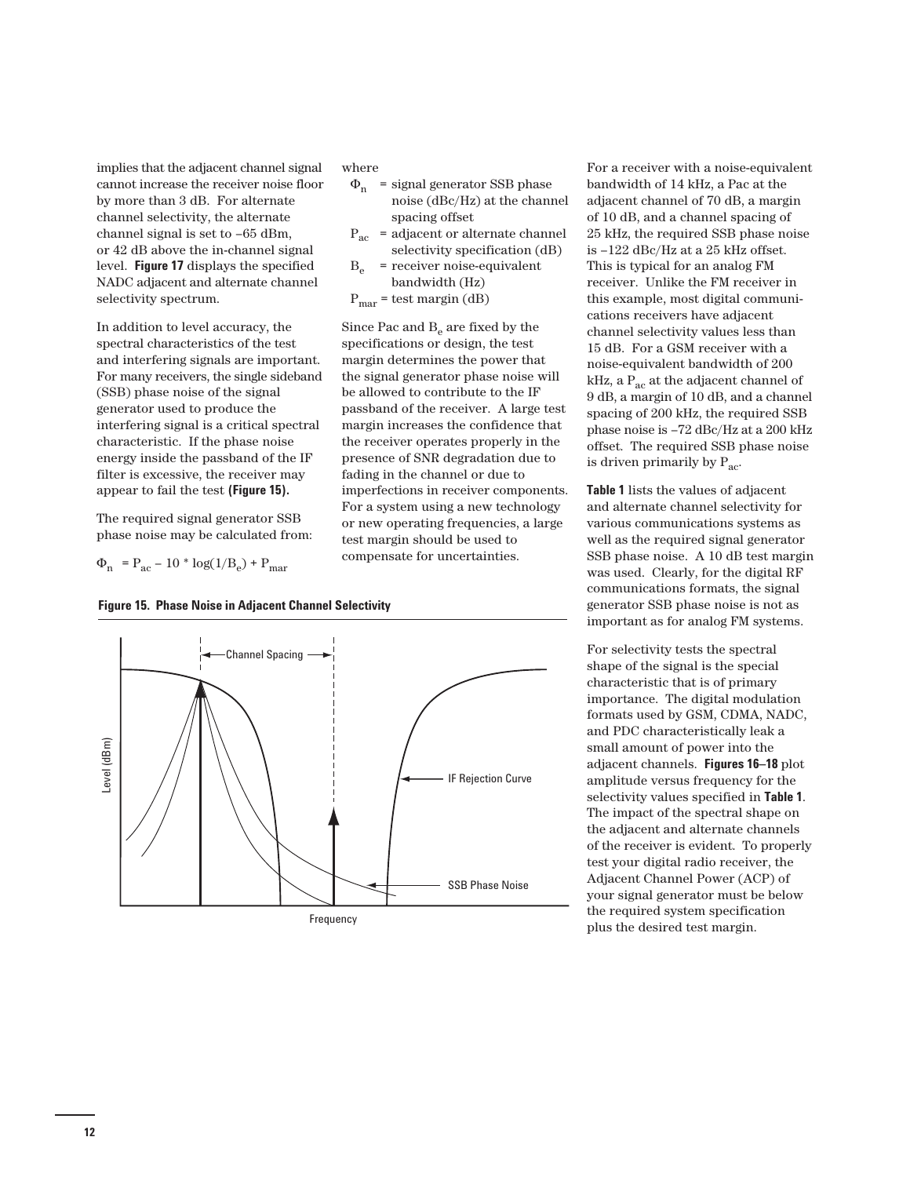implies that the adjacent channel signal cannot increase the receiver noise floor by more than 3 dB. For alternate channel selectivity, the alternate channel signal is set to –65 dBm, or 42 dB above the in-channel signal level. **Figure 17** displays the specified NADC adjacent and alternate channel selectivity spectrum.

In addition to level accuracy, the spectral characteristics of the test and interfering signals are important. For many receivers, the single sideband (SSB) phase noise of the signal generator used to produce the interfering signal is a critical spectral characteristic. If the phase noise energy inside the passband of the IF filter is excessive, the receiver may appear to fail the test **(Figure 15).**

The required signal generator SSB phase noise may be calculated from:

$$\Phi_n = P_{ac} - 10 * \log(1/B_e) + P_{mar}$$

where

- $\Phi_n$ = signal generator SSB phase noise (dBc/Hz) at the channel spacing offset
- $P_{ac}$ = adjacent or alternate channel selectivity specification (dB)
- $B_e$ = receiver noise-equivalent bandwidth (Hz)
- $P_{mar}$ = test margin (dB)

Since Pac and $B_e$ are fixed by the specifications or design, the test margin determines the power that the signal generator phase noise will be allowed to contribute to the IF passband of the receiver. A large test margin increases the confidence that the receiver operates properly in the presence of SNR degradation due to fading in the channel or due to imperfections in receiver components. For a system using a new technology or new operating frequencies, a large test margin should be used to compensate for uncertainties.

**Figure 15. Phase Noise in Adjacent Channel Selectivity**

For a receiver with a noise-equivalent bandwidth of 14 kHz, a Pac at the adjacent channel of 70 dB, a margin of 10 dB, and a channel spacing of 25 kHz, the required SSB phase noise is –122 dBc/Hz at a 25 kHz offset. This is typical for an analog FM receiver. Unlike the FM receiver in this example, most digital communications receivers have adjacent channel selectivity values less than 15 dB. For a GSM receiver with a noise-equivalent bandwidth of 200 kHz, a $P_{ac}$ at the adjacent channel of 9 dB, a margin of 10 dB, and a channel spacing of 200 kHz, the required SSB phase noise is –72 dBc/Hz at a 200 kHz offset. The required SSB phase noise is driven primarily by $P_{ac}$.

**Table 1** lists the values of adjacent and alternate channel selectivity for various communications systems as well as the required signal generator SSB phase noise. A 10 dB test margin was used. Clearly, for the digital RF communications formats, the signal generator SSB phase noise is not as important as for analog FM systems.

For selectivity tests the spectral shape of the signal is the special characteristic that is of primary importance. The digital modulation formats used by GSM, CDMA, NADC, and PDC characteristically leak a small amount of power into the adjacent channels. **Figures 16–18** plot amplitude versus frequency for the selectivity values specified in **Table 1**. The impact of the spectral shape on the adjacent and alternate channels of the receiver is evident. To properly test your digital radio receiver, the Adjacent Channel Power (ACP) of your signal generator must be below the required system specification plus the desired test margin.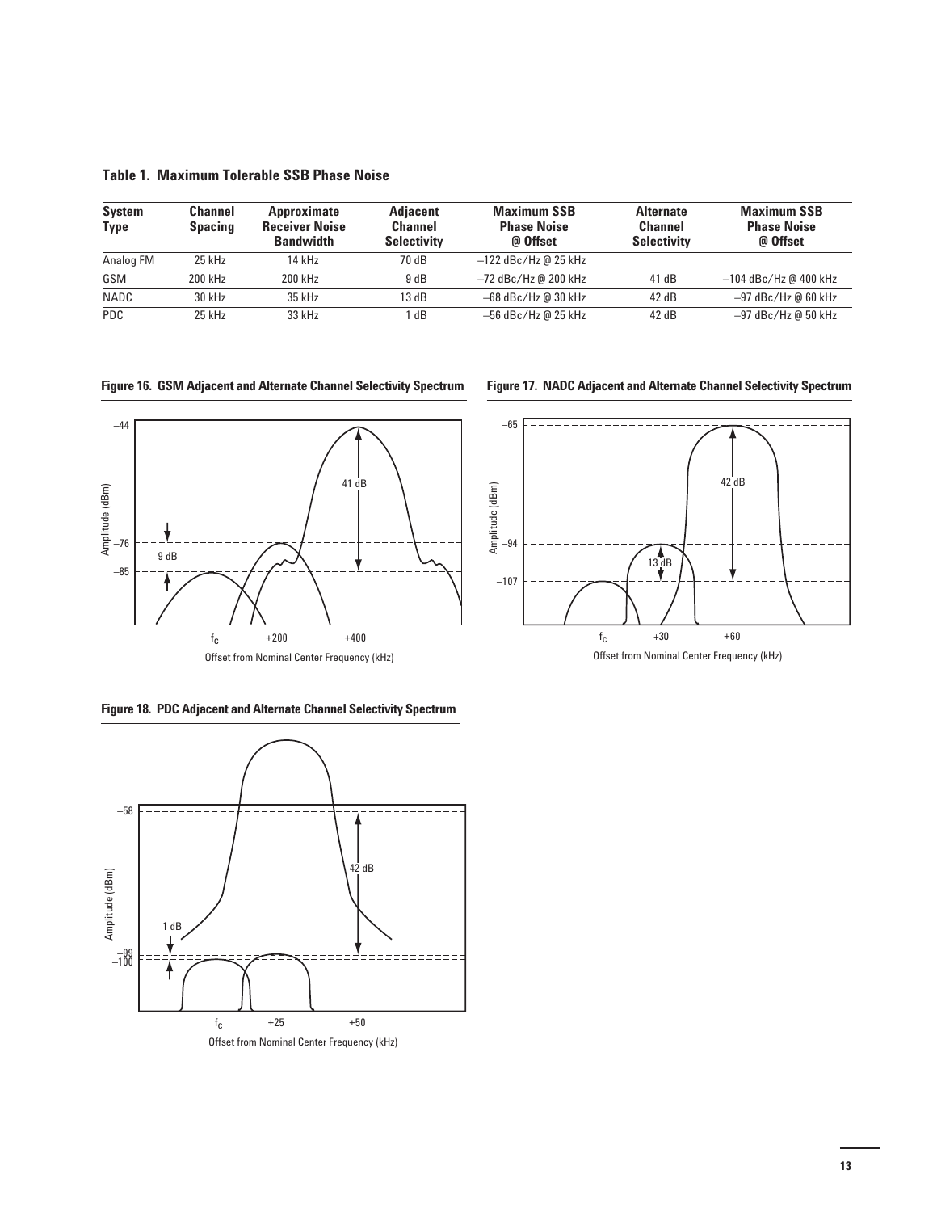**Table 1. Maximum Tolerable SSB Phase Noise**

| System Type | Channel Spacing | Approximate Receiver Noise Bandwidth | Adjacent Channel Selectivity | Maximum SSB Phase Noise @ Offset | Alternate Channel Selectivity | Maximum SSB Phase Noise @ Offset |
|---|---|---|---|---|---|---|
| Analog FM | 25 kHz | 14 kHz | 70 dB | –122 dBc/Hz @ 25 kHz | | |
| GSM | 200 kHz | 200 kHz | 9 dB | –72 dBc/Hz @ 200 kHz | 41 dB | –104 dBc/Hz @ 400 kHz |
| NADC | 30 kHz | 35 kHz | 13 dB | –68 dBc/Hz @ 30 kHz | 42 dB | –97 dBc/Hz @ 60 kHz |
| PDC | 25 kHz | 33 kHz | 1 dB | –56 dBc/Hz @ 25 kHz | 42 dB | –97 dBc/Hz @ 50 kHz |

**Figure 16. GSM Adjacent and Alternate Channel Selectivity Spectrum**

**Figure 17. NADC Adjacent and Alternate Channel Selectivity Spectrum**

**Figure 18. PDC Adjacent and Alternate Channel Selectivity Spectrum**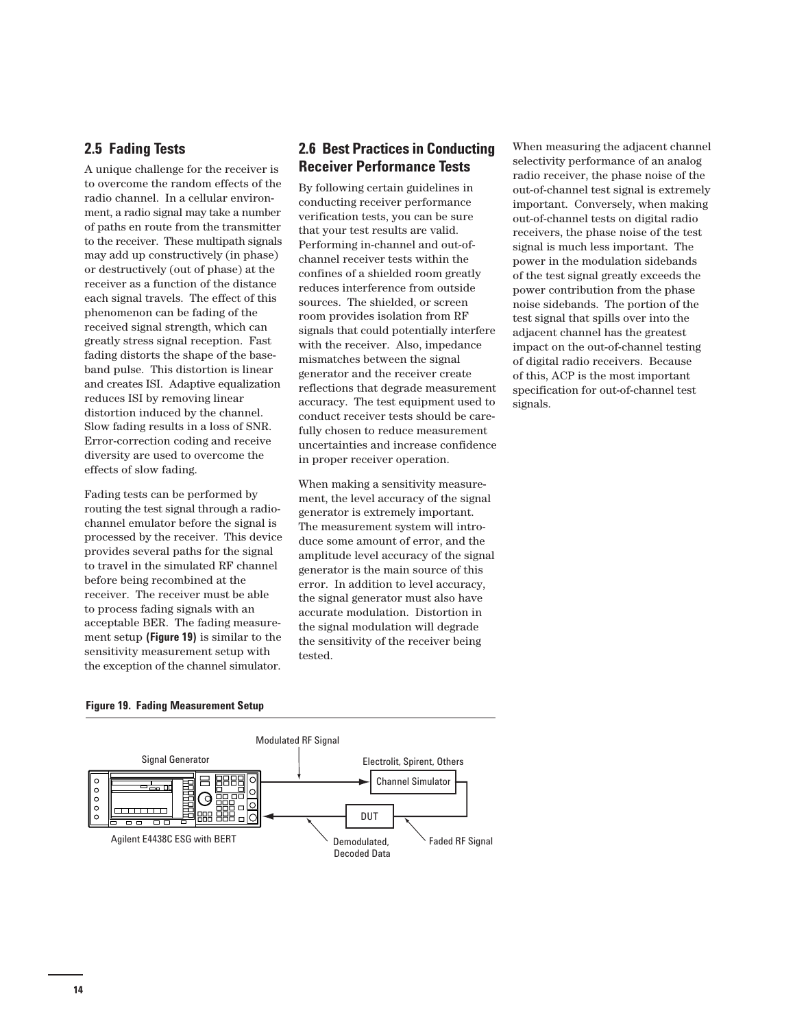## 2.5 Fading Tests

A unique challenge for the receiver is to overcome the random effects of the radio channel. In a cellular environment, a radio signal may take a number of paths en route from the transmitter to the receiver. These multipath signals may add up constructively (in phase) or destructively (out of phase) at the receiver as a function of the distance each signal travels. The effect of this phenomenon can be fading of the received signal strength, which can greatly stress signal reception. Fast fading distorts the shape of the baseband pulse. This distortion is linear and creates ISI. Adaptive equalization reduces ISI by removing linear distortion induced by the channel. Slow fading results in a loss of SNR. Error-correction coding and receive diversity are used to overcome the effects of slow fading.

Fading tests can be performed by routing the test signal through a radio-channel emulator before the signal is processed by the receiver. This device provides several paths for the signal to travel in the simulated RF channel before being recombined at the receiver. The receiver must be able to process fading signals with an acceptable BER. The fading measurement setup **(Figure 19)** is similar to the sensitivity measurement setup with the exception of the channel simulator.

## 2.6 Best Practices in Conducting Receiver Performance Tests

By following certain guidelines in conducting receiver performance verification tests, you can be sure that your test results are valid. Performing in-channel and out-of-channel receiver tests within the confines of a shielded room greatly reduces interference from outside sources. The shielded, or screen room provides isolation from RF signals that could potentially interfere with the receiver. Also, impedance mismatches between the signal generator and the receiver create reflections that degrade measurement accuracy. The test equipment used to conduct receiver tests should be carefully chosen to reduce measurement uncertainties and increase confidence in proper receiver operation.

When making a sensitivity measurement, the level accuracy of the signal generator is extremely important. The measurement system will introduce some amount of error, and the amplitude level accuracy of the signal generator is the main source of this error. In addition to level accuracy, the signal generator must also have accurate modulation. Distortion in the signal modulation will degrade the sensitivity of the receiver being tested.

When measuring the adjacent channel selectivity performance of an analog radio receiver, the phase noise of the out-of-channel test signal is extremely important. Conversely, when making out-of-channel tests on digital radio receivers, the phase noise of the test signal is much less important. The power in the modulation sidebands of the test signal greatly exceeds the power contribution from the phase noise sidebands. The portion of the test signal that spills over into the adjacent channel has the greatest impact on the out-of-channel testing of digital radio receivers. Because of this, ACP is the most important specification for out-of-channel test signals.

**Figure 19. Fading Measurement Setup**

Signal Generator — Modulated RF Signal — Electrolit, Spirent, Others — Channel Simulator — Faded RF Signal — DUT — Demodulated, Decoded Data — Agilent E4438C ESG with BERT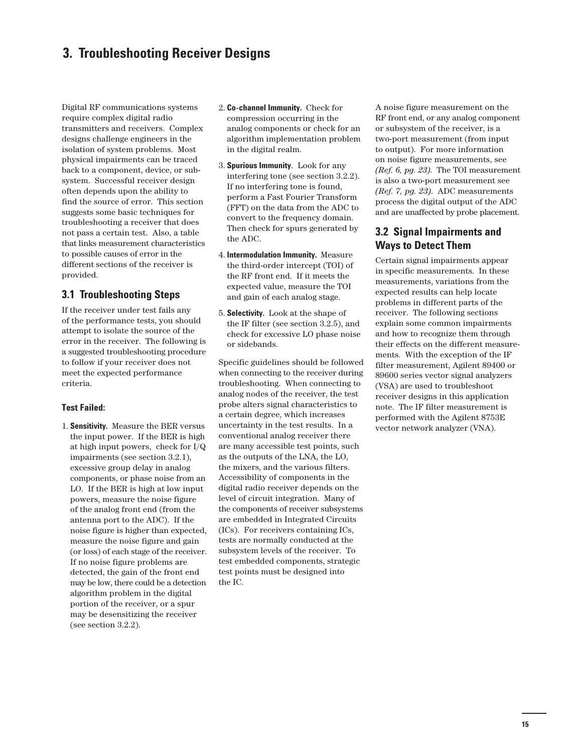# 3. Troubleshooting Receiver Designs

Digital RF communications systems require complex digital radio transmitters and receivers. Complex designs challenge engineers in the isolation of system problems. Most physical impairments can be traced back to a component, device, or subsystem. Successful receiver design often depends upon the ability to find the source of error. This section suggests some basic techniques for troubleshooting a receiver that does not pass a certain test. Also, a table that links measurement characteristics to possible causes of error in the different sections of the receiver is provided.

## 3.1 Troubleshooting Steps

If the receiver under test fails any of the performance tests, you should attempt to isolate the source of the error in the receiver. The following is a suggested troubleshooting procedure to follow if your receiver does not meet the expected performance criteria.

### Test Failed:

1. **Sensitivity.** Measure the BER versus the input power. If the BER is high at high input powers, check for I/Q impairments (see section 3.2.1), excessive group delay in analog components, or phase noise from an LO. If the BER is high at low input powers, measure the noise figure of the analog front end (from the antenna port to the ADC). If the noise figure is higher than expected, measure the noise figure and gain (or loss) of each stage of the receiver. If no noise figure problems are detected, the gain of the front end may be low, there could be a detection algorithm problem in the digital portion of the receiver, or a spur may be desensitizing the receiver (see section 3.2.2).
2. **Co-channel Immunity.** Check for compression occurring in the analog components or check for an algorithm implementation problem in the digital realm.
3. **Spurious Immunity**. Look for any interfering tone (see section 3.2.2). If no interfering tone is found, perform a Fast Fourier Transform (FFT) on the data from the ADC to convert to the frequency domain. Then check for spurs generated by the ADC.
4. **Intermodulation Immunity.** Measure the third-order intercept (TOI) of the RF front end. If it meets the expected value, measure the TOI and gain of each analog stage.
5. **Selectivity.** Look at the shape of the IF filter (see section 3.2.5), and check for excessive LO phase noise or sidebands.

Specific guidelines should be followed when connecting to the receiver during troubleshooting. When connecting to analog nodes of the receiver, the test probe alters signal characteristics to a certain degree, which increases uncertainty in the test results. In a conventional analog receiver there are many accessible test points, such as the outputs of the LNA, the LO, the mixers, and the various filters. Accessibility of components in the digital radio receiver depends on the level of circuit integration. Many of the components of receiver subsystems are embedded in Integrated Circuits (ICs). For receivers containing ICs, tests are normally conducted at the subsystem levels of the receiver. To test embedded components, strategic test points must be designed into the IC.

A noise figure measurement on the RF front end, or any analog component or subsystem of the receiver, is a two-port measurement (from input to output). For more information on noise figure measurements, see *(Ref. 6, pg. 23)*. The TOI measurement is also a two-port measurement see *(Ref. 7, pg. 23)*. ADC measurements process the digital output of the ADC and are unaffected by probe placement.

## 3.2 Signal Impairments and Ways to Detect Them

Certain signal impairments appear in specific measurements. In these measurements, variations from the expected results can help locate problems in different parts of the receiver. The following sections explain some common impairments and how to recognize them through their effects on the different measurements. With the exception of the IF filter measurement, Agilent 89400 or 89600 series vector signal analyzers (VSA) are used to troubleshoot receiver designs in this application note. The IF filter measurement is performed with the Agilent 8753E vector network analyzer (VNA).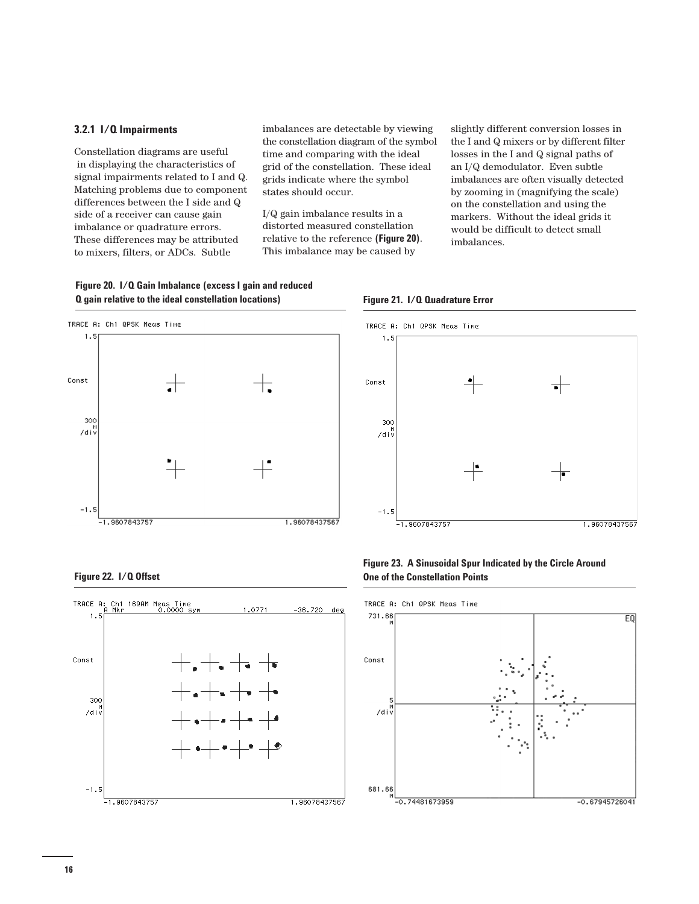### 3.2.1 I/Q Impairments

Constellation diagrams are useful in displaying the characteristics of signal impairments related to I and Q. Matching problems due to component differences between the I side and Q side of a receiver can cause gain imbalance or quadrature errors. These differences may be attributed to mixers, filters, or ADCs. Subtle imbalances are detectable by viewing the constellation diagram of the symbol time and comparing with the ideal grid of the constellation. These ideal grids indicate where the symbol states should occur.

I/Q gain imbalance results in a distorted measured constellation relative to the reference **(Figure 20)**. This imbalance may be caused by slightly different conversion losses in the I and Q mixers or by different filter losses in the I and Q signal paths of an I/Q demodulator. Even subtle imbalances are often visually detected by zooming in (magnifying the scale) on the constellation and using the markers. Without the ideal grids it would be difficult to detect small imbalances.

**Figure 20. I/Q Gain Imbalance (excess I gain and reduced Q gain relative to the ideal constellation locations)**

**Figure 21. I/Q Quadrature Error**

**Figure 22. I/Q Offset**

**Figure 23. A Sinusoidal Spur Indicated by the Circle Around One of the Constellation Points**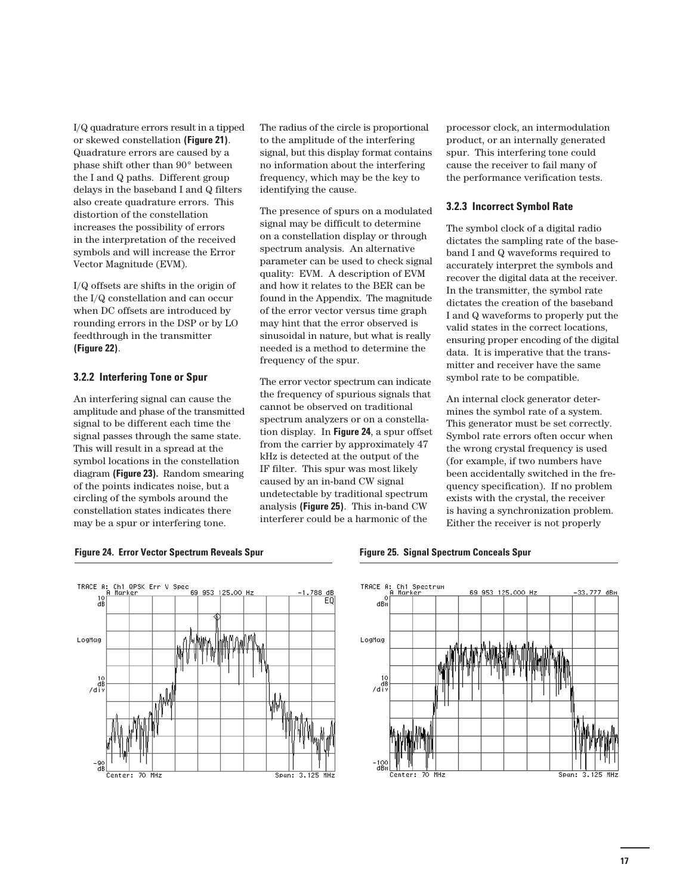I/Q quadrature errors result in a tipped or skewed constellation **(Figure 21)**. Quadrature errors are caused by a phase shift other than 90° between the I and Q paths. Different group delays in the baseband I and Q filters also create quadrature errors. This distortion of the constellation increases the possibility of errors in the interpretation of the received symbols and will increase the Error Vector Magnitude (EVM).

I/Q offsets are shifts in the origin of the I/Q constellation and can occur when DC offsets are introduced by rounding errors in the DSP or by LO feedthrough in the transmitter **(Figure 22)**.

### 3.2.2 Interfering Tone or Spur

An interfering signal can cause the amplitude and phase of the transmitted signal to be different each time the signal passes through the same state. This will result in a spread at the symbol locations in the constellation diagram **(Figure 23).** Random smearing of the points indicates noise, but a circling of the symbols around the constellation states indicates there may be a spur or interfering tone.

The radius of the circle is proportional to the amplitude of the interfering signal, but this display format contains no information about the interfering frequency, which may be the key to identifying the cause.

The presence of spurs on a modulated signal may be difficult to determine on a constellation display or through spectrum analysis. An alternative parameter can be used to check signal quality: EVM. A description of EVM and how it relates to the BER can be found in the Appendix. The magnitude of the error vector versus time graph may hint that the error observed is sinusoidal in nature, but what is really needed is a method to determine the frequency of the spur.

The error vector spectrum can indicate the frequency of spurious signals that cannot be observed on traditional spectrum analyzers or on a constellation display. In **Figure 24**, a spur offset from the carrier by approximately 47 kHz is detected at the output of the IF filter. This spur was most likely caused by an in-band CW signal undetectable by traditional spectrum analysis **(Figure 25)**. This in-band CW interferer could be a harmonic of the processor clock, an intermodulation product, or an internally generated spur. This interfering tone could cause the receiver to fail many of the performance verification tests.

### 3.2.3 Incorrect Symbol Rate

The symbol clock of a digital radio dictates the sampling rate of the baseband I and Q waveforms required to accurately interpret the symbols and recover the digital data at the receiver. In the transmitter, the symbol rate dictates the creation of the baseband I and Q waveforms to properly put the valid states in the correct locations, ensuring proper encoding of the digital data. It is imperative that the transmitter and receiver have the same symbol rate to be compatible.

An internal clock generator determines the symbol rate of a system. This generator must be set correctly. Symbol rate errors often occur when the wrong crystal frequency is used (for example, if two numbers have been accidentally switched in the frequency specification). If no problem exists with the crystal, the receiver is having a synchronization problem. Either the receiver is not properly

**Figure 24. Error Vector Spectrum Reveals Spur**

**Figure 25. Signal Spectrum Conceals Spur**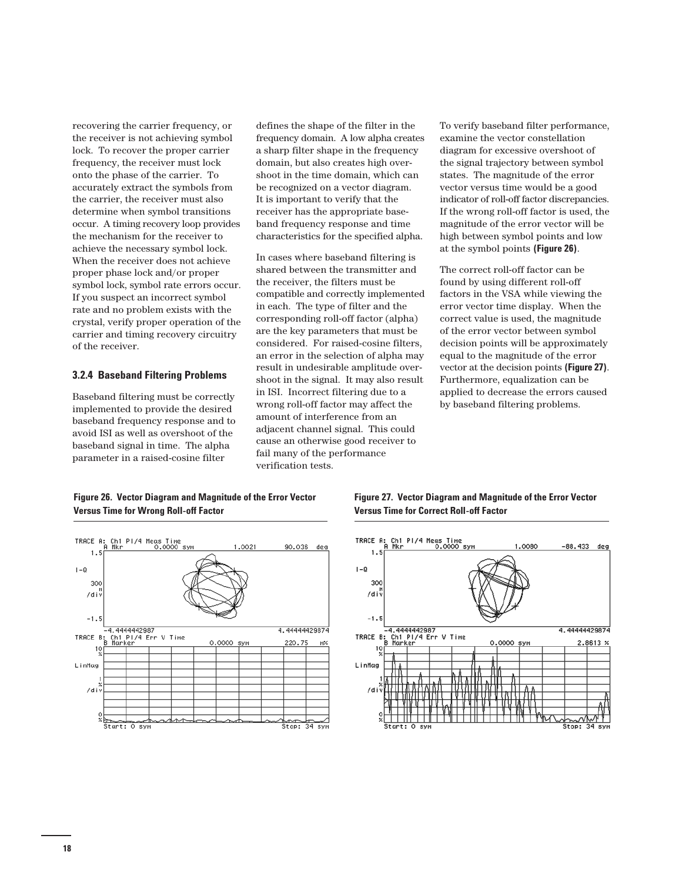recovering the carrier frequency, or the receiver is not achieving symbol lock. To recover the proper carrier frequency, the receiver must lock onto the phase of the carrier. To accurately extract the symbols from the carrier, the receiver must also determine when symbol transitions occur. A timing recovery loop provides the mechanism for the receiver to achieve the necessary symbol lock. When the receiver does not achieve proper phase lock and/or proper symbol lock, symbol rate errors occur. If you suspect an incorrect symbol rate and no problem exists with the crystal, verify proper operation of the carrier and timing recovery circuitry of the receiver.

### 3.2.4 Baseband Filtering Problems

Baseband filtering must be correctly implemented to provide the desired baseband frequency response and to avoid ISI as well as overshoot of the baseband signal in time. The alpha parameter in a raised-cosine filter defines the shape of the filter in the frequency domain. A low alpha creates a sharp filter shape in the frequency domain, but also creates high overshoot in the time domain, which can be recognized on a vector diagram. It is important to verify that the receiver has the appropriate baseband frequency response and time characteristics for the specified alpha.

In cases where baseband filtering is shared between the transmitter and the receiver, the filters must be compatible and correctly implemented in each. The type of filter and the corresponding roll-off factor (alpha) are the key parameters that must be considered. For raised-cosine filters, an error in the selection of alpha may result in undesirable amplitude overshoot in the signal. It may also result in ISI. Incorrect filtering due to a wrong roll-off factor may affect the amount of interference from an adjacent channel signal. This could cause an otherwise good receiver to fail many of the performance verification tests.

To verify baseband filter performance, examine the vector constellation diagram for excessive overshoot of the signal trajectory between symbol states. The magnitude of the error vector versus time would be a good indicator of roll-off factor discrepancies. If the wrong roll-off factor is used, the magnitude of the error vector will be high between symbol points and low at the symbol points **(Figure 26)**.

The correct roll-off factor can be found by using different roll-off factors in the VSA while viewing the error vector time display. When the correct value is used, the magnitude of the error vector between symbol decision points will be approximately equal to the magnitude of the error vector at the decision points **(Figure 27)**. Furthermore, equalization can be applied to decrease the errors caused by baseband filtering problems.

**Figure 26. Vector Diagram and Magnitude of the Error Vector Versus Time for Wrong Roll-off Factor**

**Figure 27. Vector Diagram and Magnitude of the Error Vector Versus Time for Correct Roll-off Factor**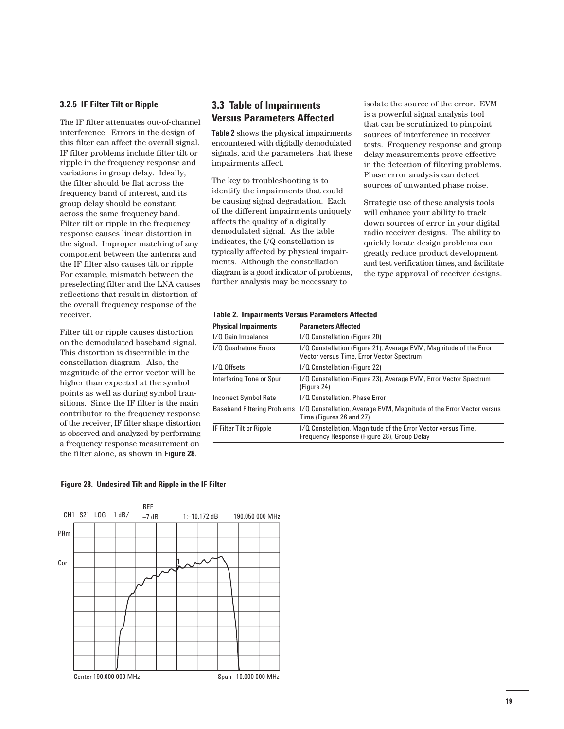### 3.2.5 IF Filter Tilt or Ripple

The IF filter attenuates out-of-channel interference. Errors in the design of this filter can affect the overall signal. IF filter problems include filter tilt or ripple in the frequency response and variations in group delay. Ideally, the filter should be flat across the frequency band of interest, and its group delay should be constant across the same frequency band. Filter tilt or ripple in the frequency response causes linear distortion in the signal. Improper matching of any component between the antenna and the IF filter also causes tilt or ripple. For example, mismatch between the preselecting filter and the LNA causes reflections that result in distortion of the overall frequency response of the receiver.

Filter tilt or ripple causes distortion on the demodulated baseband signal. This distortion is discernible in the constellation diagram. Also, the magnitude of the error vector will be higher than expected at the symbol points as well as during symbol transitions. Since the IF filter is the main contributor to the frequency response of the receiver, IF filter shape distortion is observed and analyzed by performing a frequency response measurement on the filter alone, as shown in **Figure 28**.

**Figure 28. Undesired Tilt and Ripple in the IF Filter**

CH1 S21 LOG 1 dB/ REF –7 dB 1:–10.172 dB 190.050 000 MHz

PRm

Cor

Center 190.000 000 MHz Span 10.000 000 MHz

## 3.3 Table of Impairments Versus Parameters Affected

**Table 2** shows the physical impairments encountered with digitally demodulated signals, and the parameters that these impairments affect.

The key to troubleshooting is to identify the impairments that could be causing signal degradation. Each of the different impairments uniquely affects the quality of a digitally demodulated signal. As the table indicates, the I/Q constellation is typically affected by physical impairments. Although the constellation diagram is a good indicator of problems, further analysis may be necessary to isolate the source of the error. EVM is a powerful signal analysis tool that can be scrutinized to pinpoint sources of interference in receiver tests. Frequency response and group delay measurements prove effective in the detection of filtering problems. Phase error analysis can detect sources of unwanted phase noise.

Strategic use of these analysis tools will enhance your ability to track down sources of error in your digital radio receiver designs. The ability to quickly locate design problems can greatly reduce product development and test verification times, and facilitate the type approval of receiver designs.

**Table 2. Impairments Versus Parameters Affected**

| Physical Impairments | Parameters Affected |
|---|---|
| I/Q Gain Imbalance | I/Q Constellation (Figure 20) |
| I/Q Quadrature Errors | I/Q Constellation (Figure 21), Average EVM, Magnitude of the Error Vector versus Time, Error Vector Spectrum |
| I/Q Offsets | I/Q Constellation (Figure 22) |
| Interfering Tone or Spur | I/Q Constellation (Figure 23), Average EVM, Error Vector Spectrum (Figure 24) |
| Incorrect Symbol Rate | I/Q Constellation, Phase Error |
| Baseband Filtering Problems | I/Q Constellation, Average EVM, Magnitude of the Error Vector versus Time (Figures 26 and 27) |
| IF Filter Tilt or Ripple | I/Q Constellation, Magnitude of the Error Vector versus Time, Frequency Response (Figure 28), Group Delay |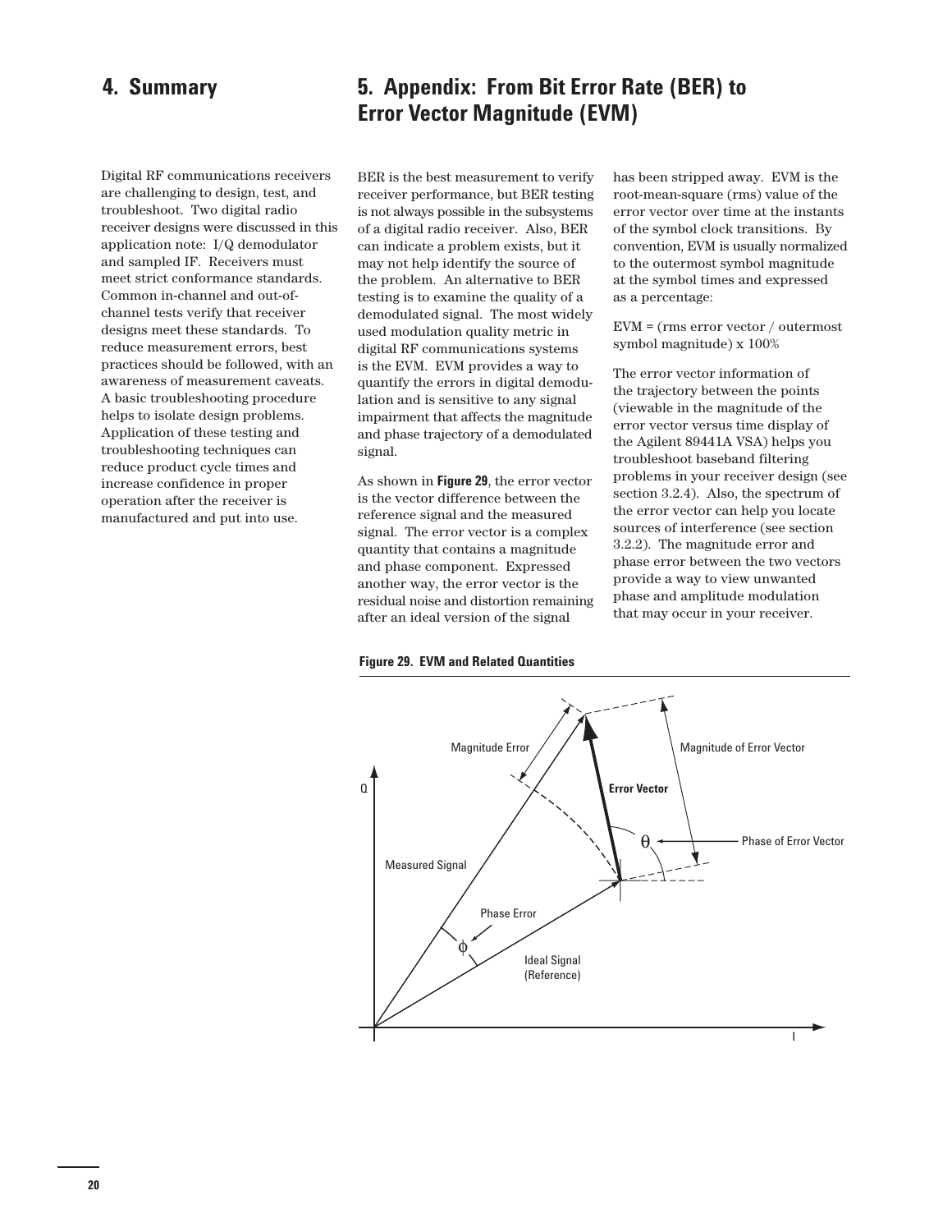## 4. Summary

Digital RF communications receivers are challenging to design, test, and troubleshoot. Two digital radio receiver designs were discussed in this application note: I/Q demodulator and sampled IF. Receivers must meet strict conformance standards. Common in-channel and out-of-channel tests verify that receiver designs meet these standards. To reduce measurement errors, best practices should be followed, with an awareness of measurement caveats. A basic troubleshooting procedure helps to isolate design problems. Application of these testing and troubleshooting techniques can reduce product cycle times and increase confidence in proper operation after the receiver is manufactured and put into use.

## 5. Appendix: From Bit Error Rate (BER) to Error Vector Magnitude (EVM)

BER is the best measurement to verify receiver performance, but BER testing is not always possible in the subsystems of a digital radio receiver. Also, BER can indicate a problem exists, but it may not help identify the source of the problem. An alternative to BER testing is to examine the quality of a demodulated signal. The most widely used modulation quality metric in digital RF communications systems is the EVM. EVM provides a way to quantify the errors in digital demodulation and is sensitive to any signal impairment that affects the magnitude and phase trajectory of a demodulated signal.

As shown in **Figure 29**, the error vector is the vector difference between the reference signal and the measured signal. The error vector is a complex quantity that contains a magnitude and phase component. Expressed another way, the error vector is the residual noise and distortion remaining after an ideal version of the signal has been stripped away. EVM is the root-mean-square (rms) value of the error vector over time at the instants of the symbol clock transitions. By convention, EVM is usually normalized to the outermost symbol magnitude at the symbol times and expressed as a percentage:

EVM = (rms error vector / outermost symbol magnitude) x 100%

The error vector information of the trajectory between the points (viewable in the magnitude of the error vector versus time display of the Agilent 89441A VSA) helps you troubleshoot baseband filtering problems in your receiver design (see section 3.2.4). Also, the spectrum of the error vector can help you locate sources of interference (see section 3.2.2). The magnitude error and phase error between the two vectors provide a way to view unwanted phase and amplitude modulation that may occur in your receiver.

**Figure 29. EVM and Related Quantities**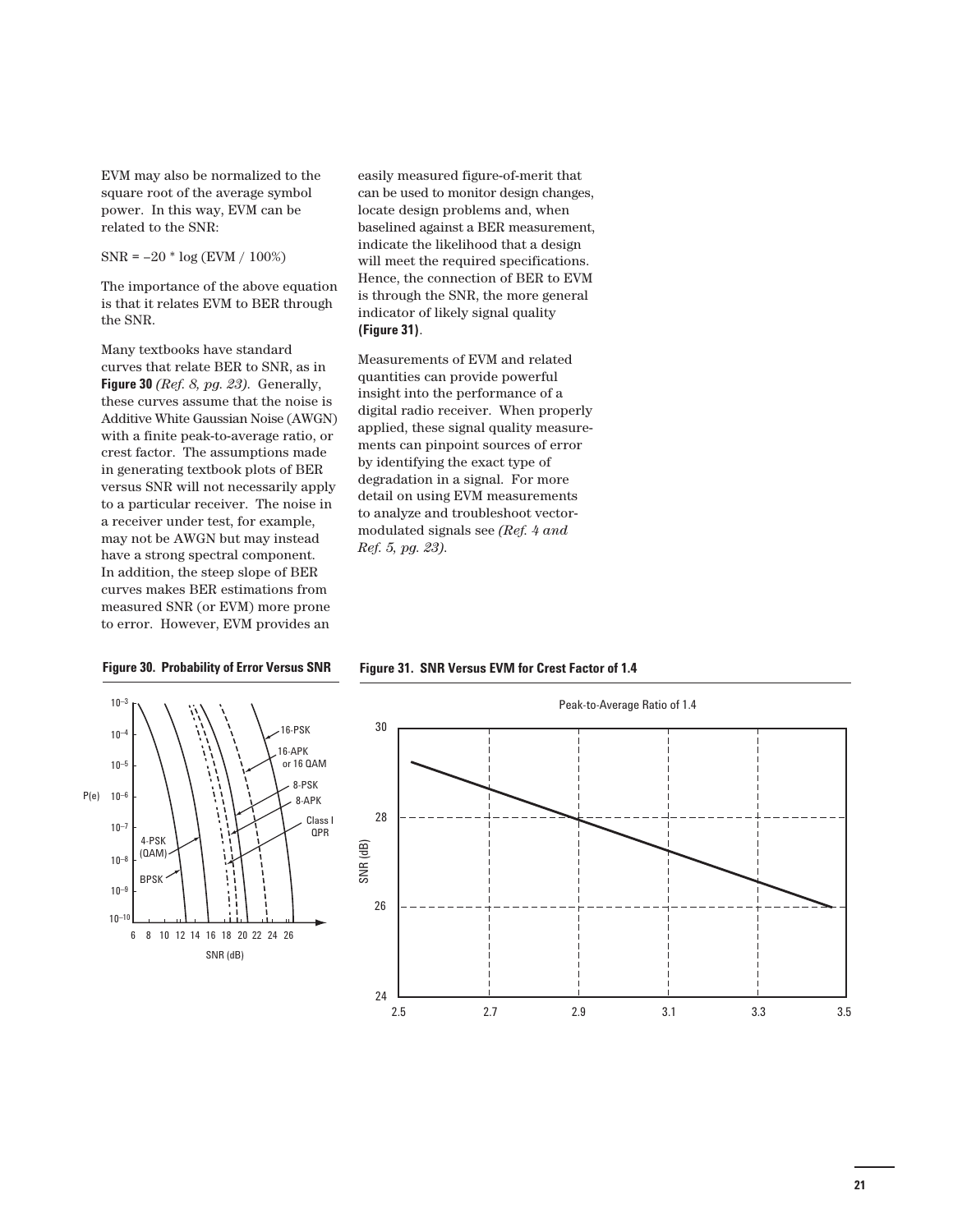EVM may also be normalized to the square root of the average symbol power. In this way, EVM can be related to the SNR:

$$SNR = -20 * \log (EVM / 100\%)$$

The importance of the above equation is that it relates EVM to BER through the SNR.

Many textbooks have standard curves that relate BER to SNR, as in **Figure 30** *(Ref. 8, pg. 23)*. Generally, these curves assume that the noise is Additive White Gaussian Noise (AWGN) with a finite peak-to-average ratio, or crest factor. The assumptions made in generating textbook plots of BER versus SNR will not necessarily apply to a particular receiver. The noise in a receiver under test, for example, may not be AWGN but may instead have a strong spectral component. In addition, the steep slope of BER curves makes BER estimations from measured SNR (or EVM) more prone to error. However, EVM provides an easily measured figure-of-merit that can be used to monitor design changes, locate design problems and, when baselined against a BER measurement, indicate the likelihood that a design will meet the required specifications. Hence, the connection of BER to EVM is through the SNR, the more general indicator of likely signal quality **(Figure 31)**.

Measurements of EVM and related quantities can provide powerful insight into the performance of a digital radio receiver. When properly applied, these signal quality measurements can pinpoint sources of error by identifying the exact type of degradation in a signal. For more detail on using EVM measurements to analyze and troubleshoot vector-modulated signals see *(Ref. 4 and Ref. 5, pg. 23)*.

**Figure 30. Probability of Error Versus SNR**

**Figure 31. SNR Versus EVM for Crest Factor of 1.4**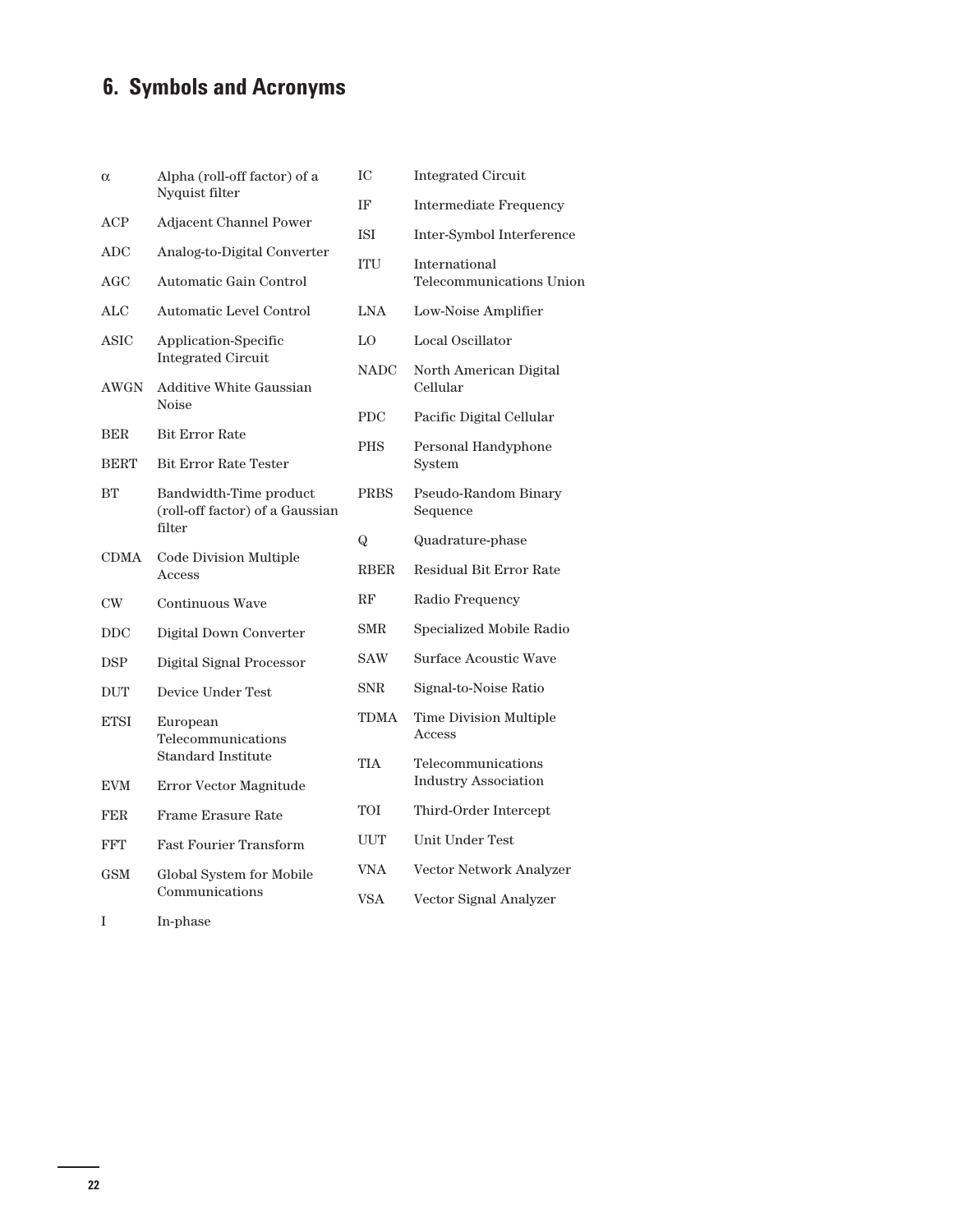# 6. Symbols and Acronyms

| | |
|---|---|
| $\alpha$ | Alpha (roll-off factor) of a Nyquist filter |
| ACP | Adjacent Channel Power |
| ADC | Analog-to-Digital Converter |
| AGC | Automatic Gain Control |
| ALC | Automatic Level Control |
| ASIC | Application-Specific Integrated Circuit |
| AWGN | Additive White Gaussian Noise |
| BER | Bit Error Rate |
| BERT | Bit Error Rate Tester |
| BT | Bandwidth-Time product (roll-off factor) of a Gaussian filter |
| CDMA | Code Division Multiple Access |
| CW | Continuous Wave |
| DDC | Digital Down Converter |
| DSP | Digital Signal Processor |
| DUT | Device Under Test |
| ETSI | European Telecommunications Standard Institute |
| EVM | Error Vector Magnitude |
| FER | Frame Erasure Rate |
| FFT | Fast Fourier Transform |
| GSM | Global System for Mobile Communications |
| I | In-phase |
| IC | Integrated Circuit |
| IF | Intermediate Frequency |
| ISI | Inter-Symbol Interference |
| ITU | International Telecommunications Union |
| LNA | Low-Noise Amplifier |
| LO | Local Oscillator |
| NADC | North American Digital Cellular |
| PDC | Pacific Digital Cellular |
| PHS | Personal Handyphone System |
| PRBS | Pseudo-Random Binary Sequence |
| Q | Quadrature-phase |
| RBER | Residual Bit Error Rate |
| RF | Radio Frequency |
| SMR | Specialized Mobile Radio |
| SAW | Surface Acoustic Wave |
| SNR | Signal-to-Noise Ratio |
| TDMA | Time Division Multiple Access |
| TIA | Telecommunications Industry Association |
| TOI | Third-Order Intercept |
| UUT | Unit Under Test |
| VNA | Vector Network Analyzer |
| VSA | Vector Signal Analyzer |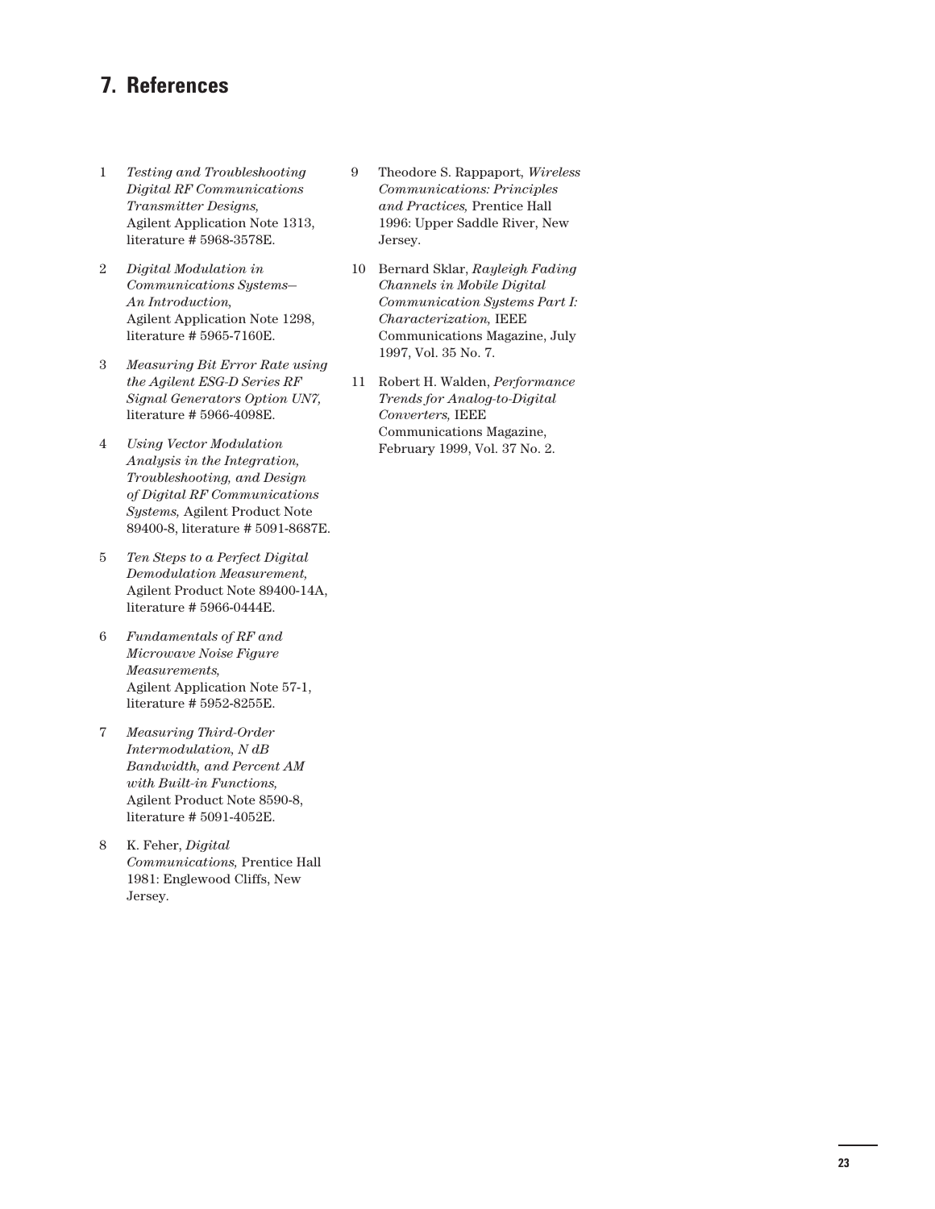# 7. References

1. *Testing and Troubleshooting Digital RF Communications Transmitter Designs,* Agilent Application Note 1313, literature # 5968-3578E.

2. *Digital Modulation in Communications Systems– An Introduction,* Agilent Application Note 1298, literature # 5965-7160E.

3. *Measuring Bit Error Rate using the Agilent ESG-D Series RF Signal Generators Option UN7,* literature # 5966-4098E.

4. *Using Vector Modulation Analysis in the Integration, Troubleshooting, and Design of Digital RF Communications Systems,* Agilent Product Note 89400-8, literature # 5091-8687E.

5. *Ten Steps to a Perfect Digital Demodulation Measurement,* Agilent Product Note 89400-14A, literature # 5966-0444E.

6. *Fundamentals of RF and Microwave Noise Figure Measurements,* Agilent Application Note 57-1, literature # 5952-8255E.

7. *Measuring Third-Order Intermodulation, N dB Bandwidth, and Percent AM with Built-in Functions,* Agilent Product Note 8590-8, literature # 5091-4052E.

8. K. Feher, *Digital Communications,* Prentice Hall 1981: Englewood Cliffs, New Jersey.

9. Theodore S. Rappaport, *Wireless Communications: Principles and Practices,* Prentice Hall 1996: Upper Saddle River, New Jersey.

10. Bernard Sklar, *Rayleigh Fading Channels in Mobile Digital Communication Systems Part I: Characterization,* IEEE Communications Magazine, July 1997, Vol. 35 No. 7.

11. Robert H. Walden, *Performance Trends for Analog-to-Digital Converters,* IEEE Communications Magazine, February 1999, Vol. 37 No. 2.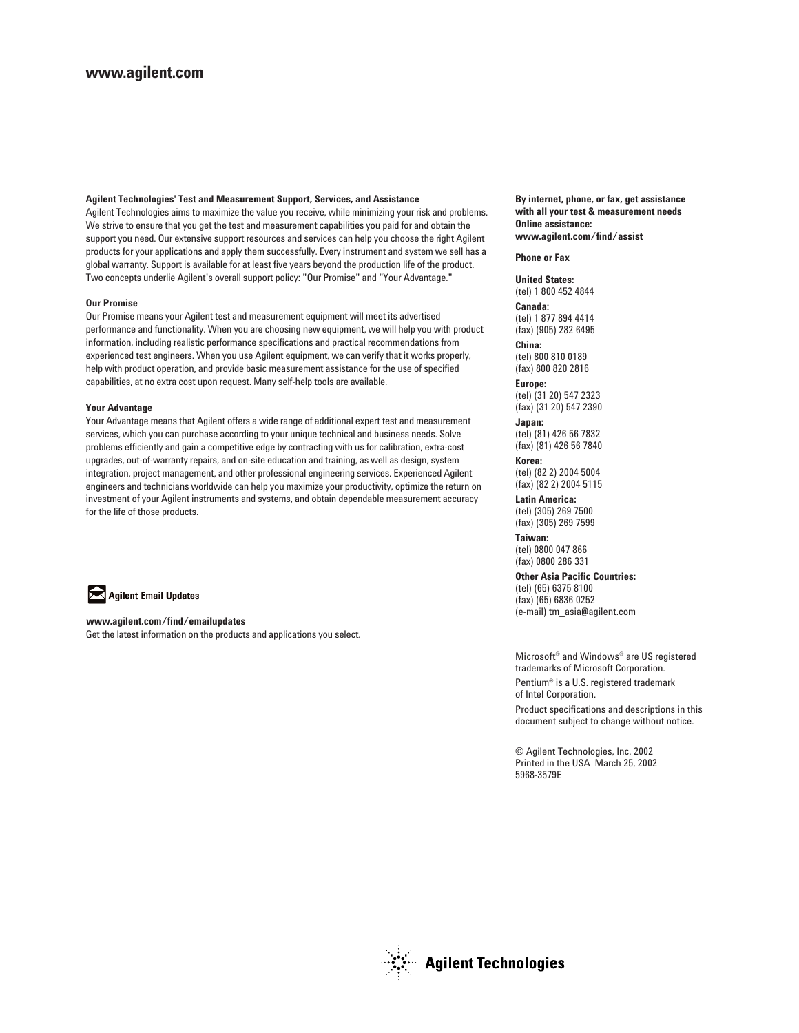**www.agilent.com**

**Agilent Technologies' Test and Measurement Support, Services, and Assistance**

Agilent Technologies aims to maximize the value you receive, while minimizing your risk and problems. We strive to ensure that you get the test and measurement capabilities you paid for and obtain the support you need. Our extensive support resources and services can help you choose the right Agilent products for your applications and apply them successfully. Every instrument and system we sell has a global warranty. Support is available for at least five years beyond the production life of the product. Two concepts underlie Agilent's overall support policy: "Our Promise" and "Your Advantage."

**Our Promise**

Our Promise means your Agilent test and measurement equipment will meet its advertised performance and functionality. When you are choosing new equipment, we will help you with product information, including realistic performance specifications and practical recommendations from experienced test engineers. When you use Agilent equipment, we can verify that it works properly, help with product operation, and provide basic measurement assistance for the use of specified capabilities, at no extra cost upon request. Many self-help tools are available.

**Your Advantage**

Your Advantage means that Agilent offers a wide range of additional expert test and measurement services, which you can purchase according to your unique technical and business needs. Solve problems efficiently and gain a competitive edge by contracting with us for calibration, extra-cost upgrades, out-of-warranty repairs, and on-site education and training, as well as design, system integration, project management, and other professional engineering services. Experienced Agilent engineers and technicians worldwide can help you maximize your productivity, optimize the return on investment of your Agilent instruments and systems, and obtain dependable measurement accuracy for the life of those products.

**Agilent Email Updates**

**www.agilent.com/find/emailupdates**
Get the latest information on the products and applications you select.

**By internet, phone, or fax, get assistance with all your test & measurement needs**
**Online assistance:**
**www.agilent.com/find/assist**

**Phone or Fax**

**United States:**
(tel) 1 800 452 4844

**Canada:**
(tel) 1 877 894 4414
(fax) (905) 282 6495

**China:**
(tel) 800 810 0189
(fax) 800 820 2816

**Europe:**
(tel) (31 20) 547 2323
(fax) (31 20) 547 2390

**Japan:**
(tel) (81) 426 56 7832
(fax) (81) 426 56 7840

**Korea:**
(tel) (82 2) 2004 5004
(fax) (82 2) 2004 5115

**Latin America:**
(tel) (305) 269 7500
(fax) (305) 269 7599

**Taiwan:**
(tel) 0800 047 866
(fax) 0800 286 331

**Other Asia Pacific Countries:**
(tel) (65) 6375 8100
(fax) (65) 6836 0252
(e-mail) tm_asia@agilent.com

Microsoft® and Windows® are US registered trademarks of Microsoft Corporation.

Pentium® is a U.S. registered trademark of Intel Corporation.

Product specifications and descriptions in this document subject to change without notice.

© Agilent Technologies, Inc. 2002
Printed in the USA March 25, 2002
5968-3579E

Agilent Technologies